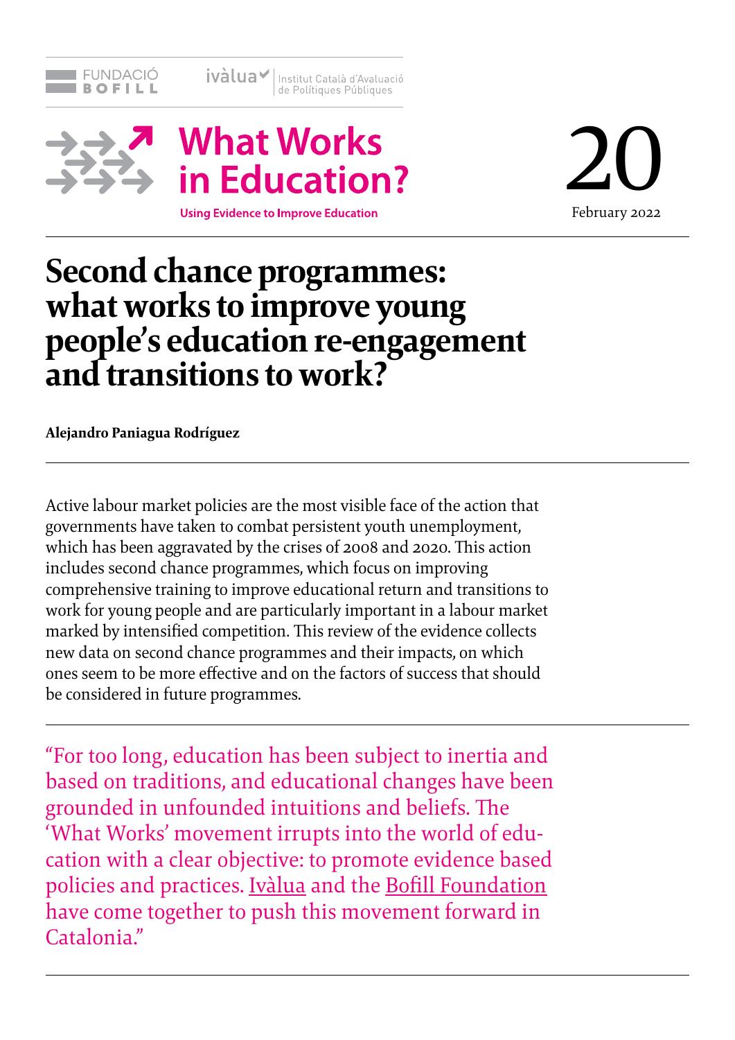FUNDACIÓ BOFILL

iválua | Institut Català d'Avaluació de Polítiques Públiques

**What Works in Education?**

**Using Evidence to Improve Education**

20

February 2022

# Second chance programmes: what works to improve young people's education re-engagement and transitions to work?

**Alejandro Paniagua Rodríguez**

Active labour market policies are the most visible face of the action that governments have taken to combat persistent youth unemployment, which has been aggravated by the crises of 2008 and 2020. This action includes second chance programmes, which focus on improving comprehensive training to improve educational return and transitions to work for young people and are particularly important in a labour market marked by intensified competition. This review of the evidence collects new data on second chance programmes and their impacts, on which ones seem to be more effective and on the factors of success that should be considered in future programmes.

"For too long, education has been subject to inertia and based on traditions, and educational changes have been grounded in unfounded intuitions and beliefs. The 'What Works' movement irrupts into the world of education with a clear objective: to promote evidence based policies and practices. Iválua and the Bofill Foundation have come together to push this movement forward in Catalonia."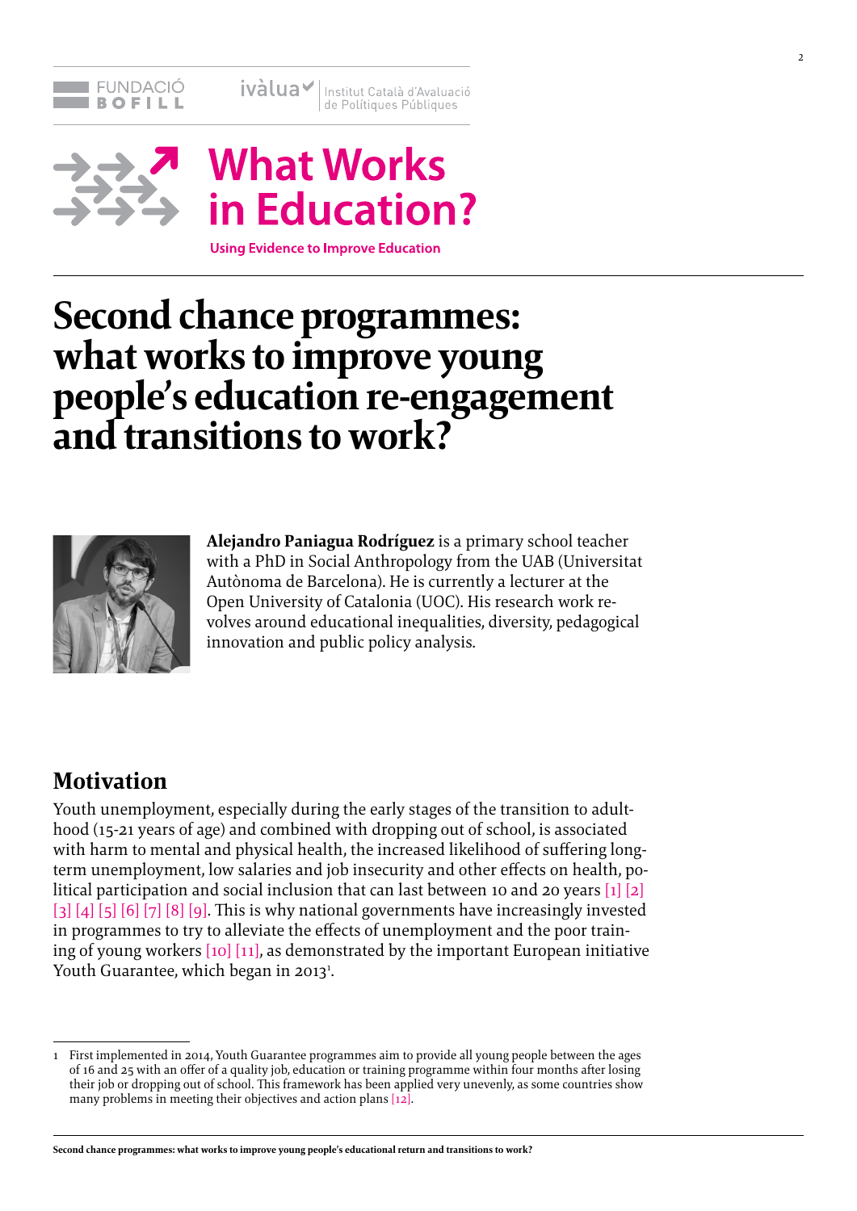FUNDACIÓ BOFILL

ivàlua | Institut Català d'Avaluació de Polítiques Públiques

# What Works in Education?

**Using Evidence to Improve Education**

# Second chance programmes: what works to improve young people's education re-engagement and transitions to work?

**Alejandro Paniagua Rodríguez** is a primary school teacher with a PhD in Social Anthropology from the UAB (Universitat Autònoma de Barcelona). He is currently a lecturer at the Open University of Catalonia (UOC). His research work revolves around educational inequalities, diversity, pedagogical innovation and public policy analysis.

## Motivation

Youth unemployment, especially during the early stages of the transition to adulthood (15-21 years of age) and combined with dropping out of school, is associated with harm to mental and physical health, the increased likelihood of suffering long-term unemployment, low salaries and job insecurity and other effects on health, political participation and social inclusion that can last between 10 and 20 years [1] [2] [3] [4] [5] [6] [7] [8] [9]. This is why national governments have increasingly invested in programmes to try to alleviate the effects of unemployment and the poor training of young workers [10] [11], as demonstrated by the important European initiative Youth Guarantee, which began in 2013[1].

1 First implemented in 2014, Youth Guarantee programmes aim to provide all young people between the ages of 16 and 25 with an offer of a quality job, education or training programme within four months after losing their job or dropping out of school. This framework has been applied very unevenly, as some countries show many problems in meeting their objectives and action plans [12].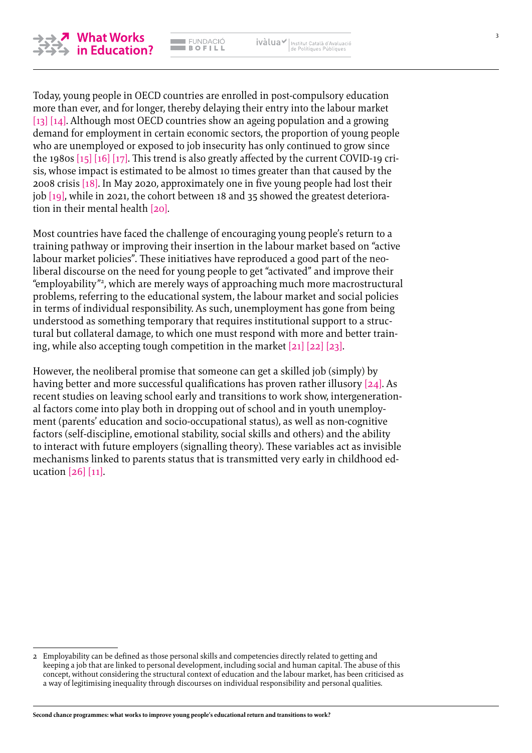Today, young people in OECD countries are enrolled in post-compulsory education more than ever, and for longer, thereby delaying their entry into the labour market [13] [14]. Although most OECD countries show an ageing population and a growing demand for employment in certain economic sectors, the proportion of young people who are unemployed or exposed to job insecurity has only continued to grow since the 1980s [15] [16] [17]. This trend is also greatly affected by the current COVID-19 crisis, whose impact is estimated to be almost 10 times greater than that caused by the 2008 crisis [18]. In May 2020, approximately one in five young people had lost their job [19], while in 2021, the cohort between 18 and 35 showed the greatest deterioration in their mental health [20].

Most countries have faced the challenge of encouraging young people's return to a training pathway or improving their insertion in the labour market based on "active labour market policies". These initiatives have reproduced a good part of the neoliberal discourse on the need for young people to get "activated" and improve their "employability"[2], which are merely ways of approaching much more macrostructural problems, referring to the educational system, the labour market and social policies in terms of individual responsibility. As such, unemployment has gone from being understood as something temporary that requires institutional support to a structural but collateral damage, to which one must respond with more and better training, while also accepting tough competition in the market [21] [22] [23].

However, the neoliberal promise that someone can get a skilled job (simply) by having better and more successful qualifications has proven rather illusory [24]. As recent studies on leaving school early and transitions to work show, intergenerational factors come into play both in dropping out of school and in youth unemployment (parents' education and socio-occupational status), as well as non-cognitive factors (self-discipline, emotional stability, social skills and others) and the ability to interact with future employers (signalling theory). These variables act as invisible mechanisms linked to parents status that is transmitted very early in childhood education [26] [11].

---

2 Employability can be defined as those personal skills and competencies directly related to getting and keeping a job that are linked to personal development, including social and human capital. The abuse of this concept, without considering the structural context of education and the labour market, has been criticised as a way of legitimising inequality through discourses on individual responsibility and personal qualities.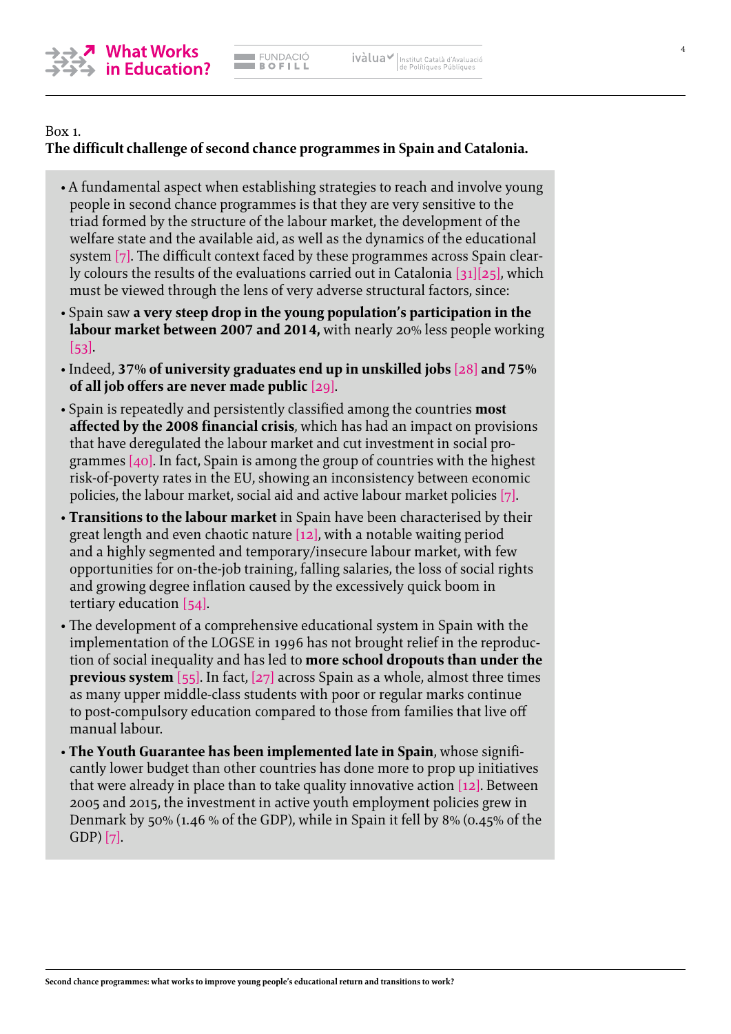Box 1.
**The difficult challenge of second chance programmes in Spain and Catalonia.**

- A fundamental aspect when establishing strategies to reach and involve young people in second chance programmes is that they are very sensitive to the triad formed by the structure of the labour market, the development of the welfare state and the available aid, as well as the dynamics of the educational system [7]. The difficult context faced by these programmes across Spain clearly colours the results of the evaluations carried out in Catalonia [31][25], which must be viewed through the lens of very adverse structural factors, since:
- Spain saw **a very steep drop in the young population's participation in the labour market between 2007 and 2014,** with nearly 20% less people working [53].
- Indeed, **37% of university graduates end up in unskilled jobs** [28] **and 75% of all job offers are never made public** [29].
- Spain is repeatedly and persistently classified among the countries **most affected by the 2008 financial crisis**, which has had an impact on provisions that have deregulated the labour market and cut investment in social programmes [40]. In fact, Spain is among the group of countries with the highest risk-of-poverty rates in the EU, showing an inconsistency between economic policies, the labour market, social aid and active labour market policies [7].
- **Transitions to the labour market** in Spain have been characterised by their great length and even chaotic nature [12], with a notable waiting period and a highly segmented and temporary/insecure labour market, with few opportunities for on-the-job training, falling salaries, the loss of social rights and growing degree inflation caused by the excessively quick boom in tertiary education [54].
- The development of a comprehensive educational system in Spain with the implementation of the LOGSE in 1996 has not brought relief in the reproduction of social inequality and has led to **more school dropouts than under the previous system** [55]. In fact, [27] across Spain as a whole, almost three times as many upper middle-class students with poor or regular marks continue to post-compulsory education compared to those from families that live off manual labour.
- **The Youth Guarantee has been implemented late in Spain**, whose significantly lower budget than other countries has done more to prop up initiatives that were already in place than to take quality innovative action [12]. Between 2005 and 2015, the investment in active youth employment policies grew in Denmark by 50% (1.46 % of the GDP), while in Spain it fell by 8% (0.45% of the GDP) [7].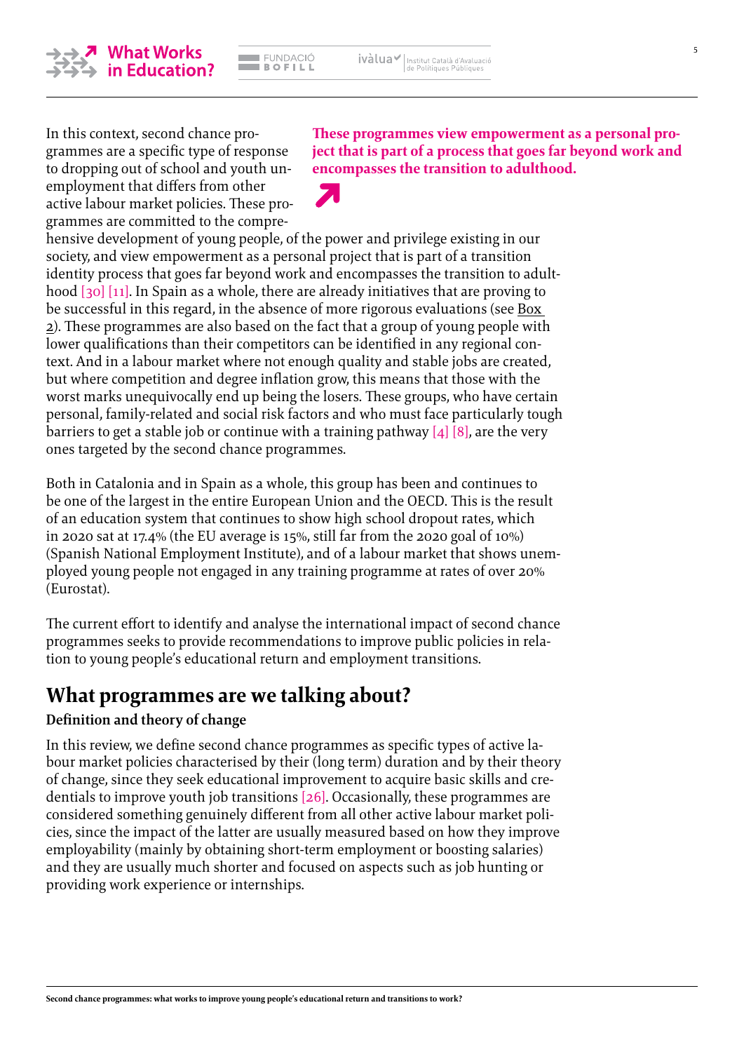In this context, second chance programmes are a specific type of response to dropping out of school and youth unemployment that differs from other active labour market policies. These programmes are committed to the comprehensive development of young people, of the power and privilege existing in our society, and view empowerment as a personal project that is part of a transition identity process that goes far beyond work and encompasses the transition to adulthood [30] [11]. In Spain as a whole, there are already initiatives that are proving to be successful in this regard, in the absence of more rigorous evaluations (see Box 2). These programmes are also based on the fact that a group of young people with lower qualifications than their competitors can be identified in any regional context. And in a labour market where not enough quality and stable jobs are created, but where competition and degree inflation grow, this means that those with the worst marks unequivocally end up being the losers. These groups, who have certain personal, family-related and social risk factors and who must face particularly tough barriers to get a stable job or continue with a training pathway [4] [8], are the very ones targeted by the second chance programmes.

**These programmes view empowerment as a personal project that is part of a process that goes far beyond work and encompasses the transition to adulthood.**

Both in Catalonia and in Spain as a whole, this group has been and continues to be one of the largest in the entire European Union and the OECD. This is the result of an education system that continues to show high school dropout rates, which in 2020 sat at 17.4% (the EU average is 15%, still far from the 2020 goal of 10%) (Spanish National Employment Institute), and of a labour market that shows unemployed young people not engaged in any training programme at rates of over 20% (Eurostat).

The current effort to identify and analyse the international impact of second chance programmes seeks to provide recommendations to improve public policies in relation to young people's educational return and employment transitions.

## What programmes are we talking about?

### Definition and theory of change

In this review, we define second chance programmes as specific types of active labour market policies characterised by their (long term) duration and by their theory of change, since they seek educational improvement to acquire basic skills and credentials to improve youth job transitions [26]. Occasionally, these programmes are considered something genuinely different from all other active labour market policies, since the impact of the latter are usually measured based on how they improve employability (mainly by obtaining short-term employment or boosting salaries) and they are usually much shorter and focused on aspects such as job hunting or providing work experience or internships.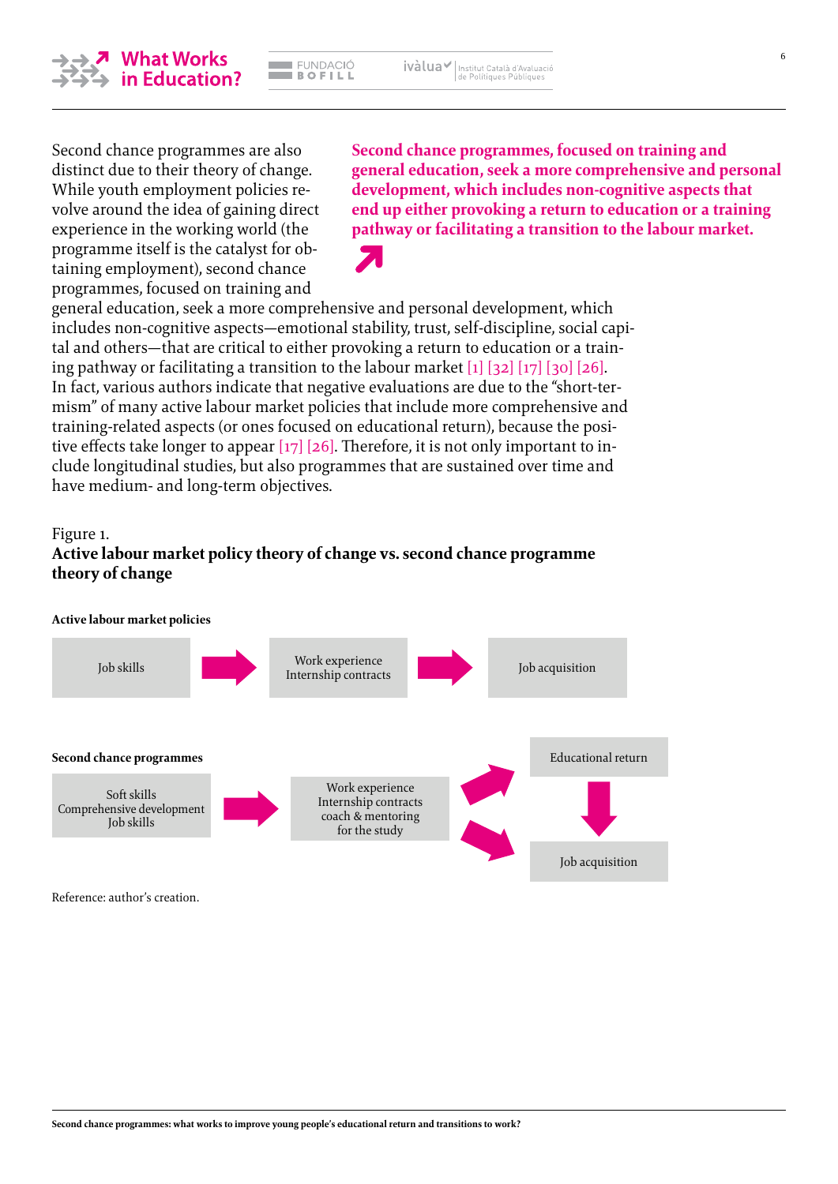Second chance programmes are also distinct due to their theory of change. While youth employment policies revolve around the idea of gaining direct experience in the working world (the programme itself is the catalyst for obtaining employment), second chance programmes, focused on training and general education, seek a more comprehensive and personal development, which includes non-cognitive aspects—emotional stability, trust, self-discipline, social capital and others—that are critical to either provoking a return to education or a training pathway or facilitating a transition to the labour market [1] [32] [17] [30] [26]. In fact, various authors indicate that negative evaluations are due to the "short-termism" of many active labour market policies that include more comprehensive and training-related aspects (or ones focused on educational return), because the positive effects take longer to appear [17] [26]. Therefore, it is not only important to include longitudinal studies, but also programmes that are sustained over time and have medium- and long-term objectives.

**Second chance programmes, focused on training and general education, seek a more comprehensive and personal development, which includes non-cognitive aspects that end up either provoking a return to education or a training pathway or facilitating a transition to the labour market.**

Figure 1.

**Active labour market policy theory of change vs. second chance programme theory of change**

**Active labour market policies**

Job skills → Work experience, Internship contracts → Job acquisition

**Second chance programmes**

Soft skills, Comprehensive development, Job skills → Work experience, Internship contracts, coach & mentoring for the study → Educational return → Job acquisition; Work experience, Internship contracts, coach & mentoring for the study → Job acquisition

Reference: author's creation.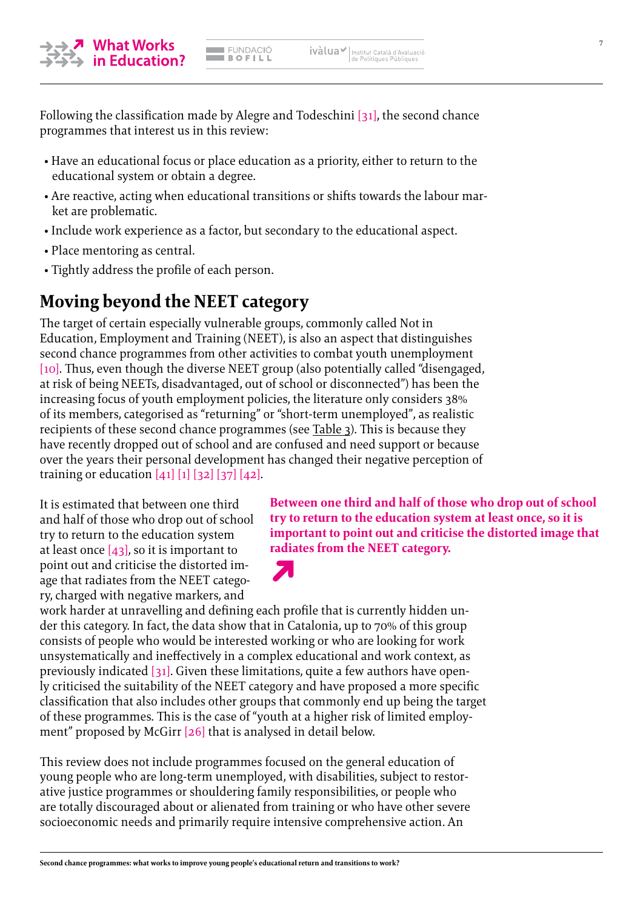Following the classification made by Alegre and Todeschini [31], the second chance programmes that interest us in this review:

- Have an educational focus or place education as a priority, either to return to the educational system or obtain a degree.
- Are reactive, acting when educational transitions or shifts towards the labour market are problematic.
- Include work experience as a factor, but secondary to the educational aspect.
- Place mentoring as central.
- Tightly address the profile of each person.

## Moving beyond the NEET category

The target of certain especially vulnerable groups, commonly called Not in Education, Employment and Training (NEET), is also an aspect that distinguishes second chance programmes from other activities to combat youth unemployment [10]. Thus, even though the diverse NEET group (also potentially called "disengaged, at risk of being NEETs, disadvantaged, out of school or disconnected") has been the increasing focus of youth employment policies, the literature only considers 38% of its members, categorised as "returning" or "short-term unemployed", as realistic recipients of these second chance programmes (see Table 3). This is because they have recently dropped out of school and are confused and need support or because over the years their personal development has changed their negative perception of training or education [41] [1] [32] [37] [42].

**Between one third and half of those who drop out of school try to return to the education system at least once, so it is important to point out and criticise the distorted image that radiates from the NEET category.**

It is estimated that between one third and half of those who drop out of school try to return to the education system at least once [43], so it is important to point out and criticise the distorted image that radiates from the NEET category, charged with negative markers, and work harder at unravelling and defining each profile that is currently hidden under this category. In fact, the data show that in Catalonia, up to 70% of this group consists of people who would be interested working or who are looking for work unsystematically and ineffectively in a complex educational and work context, as previously indicated [31]. Given these limitations, quite a few authors have openly criticised the suitability of the NEET category and have proposed a more specific classification that also includes other groups that commonly end up being the target of these programmes. This is the case of "youth at a higher risk of limited employment" proposed by McGirr [26] that is analysed in detail below.

This review does not include programmes focused on the general education of young people who are long-term unemployed, with disabilities, subject to restorative justice programmes or shouldering family responsibilities, or people who are totally discouraged about or alienated from training or who have other severe socioeconomic needs and primarily require intensive comprehensive action. An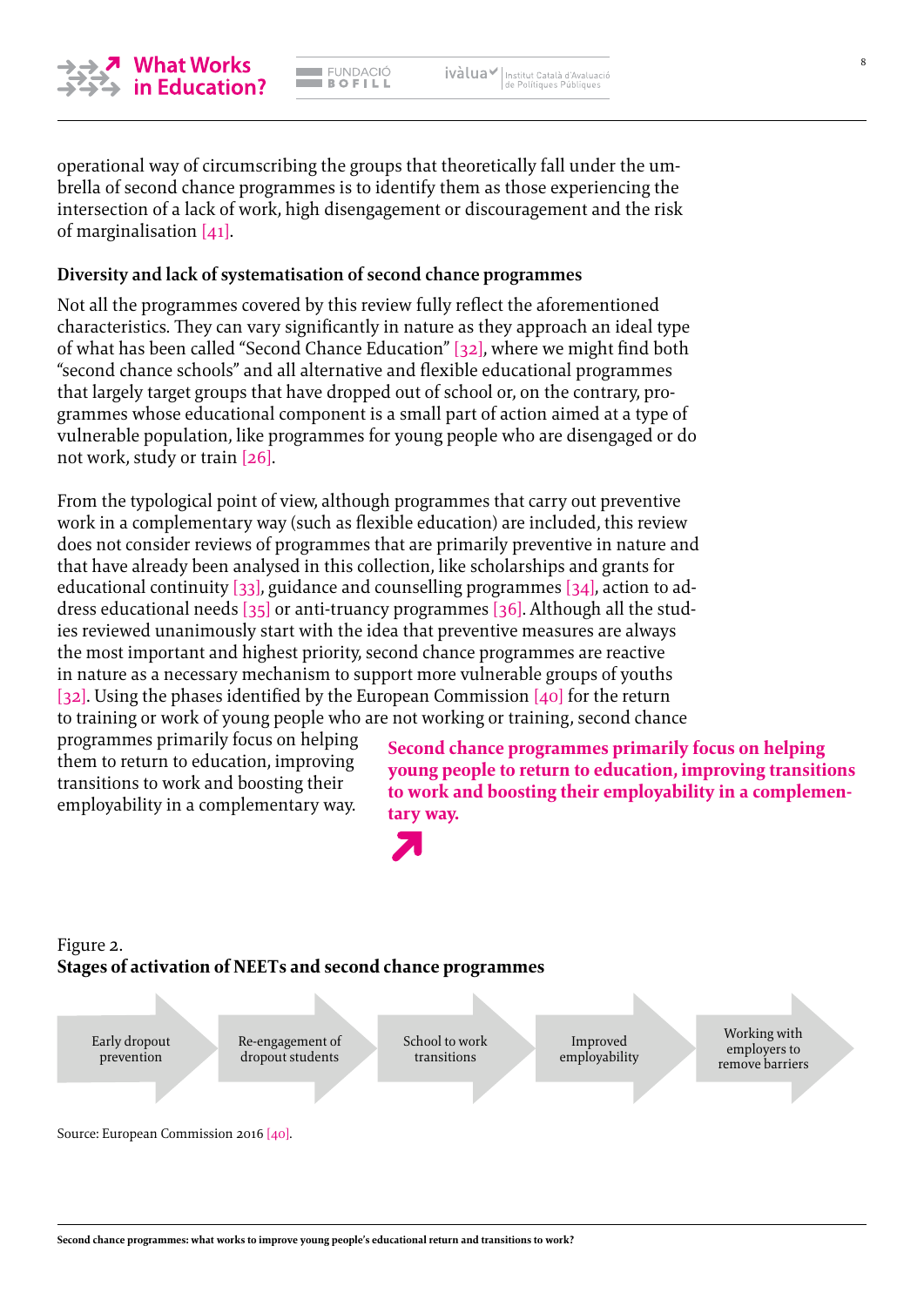operational way of circumscribing the groups that theoretically fall under the umbrella of second chance programmes is to identify them as those experiencing the intersection of a lack of work, high disengagement or discouragement and the risk of marginalisation [41].

### Diversity and lack of systematisation of second chance programmes

Not all the programmes covered by this review fully reflect the aforementioned characteristics. They can vary significantly in nature as they approach an ideal type of what has been called "Second Chance Education" [32], where we might find both "second chance schools" and all alternative and flexible educational programmes that largely target groups that have dropped out of school or, on the contrary, programmes whose educational component is a small part of action aimed at a type of vulnerable population, like programmes for young people who are disengaged or do not work, study or train [26].

From the typological point of view, although programmes that carry out preventive work in a complementary way (such as flexible education) are included, this review does not consider reviews of programmes that are primarily preventive in nature and that have already been analysed in this collection, like scholarships and grants for educational continuity [33], guidance and counselling programmes [34], action to address educational needs [35] or anti-truancy programmes [36]. Although all the studies reviewed unanimously start with the idea that preventive measures are always the most important and highest priority, second chance programmes are reactive in nature as a necessary mechanism to support more vulnerable groups of youths [32]. Using the phases identified by the European Commission [40] for the return to training or work of young people who are not working or training, second chance programmes primarily focus on helping them to return to education, improving transitions to work and boosting their employability in a complementary way.

**Second chance programmes primarily focus on helping young people to return to education, improving transitions to work and boosting their employability in a complementary way.**

Figure 2.
**Stages of activation of NEETs and second chance programmes**

Early dropout prevention → Re-engagement of dropout students → School to work transitions → Improved employability → Working with employers to remove barriers

Source: European Commission 2016 [40].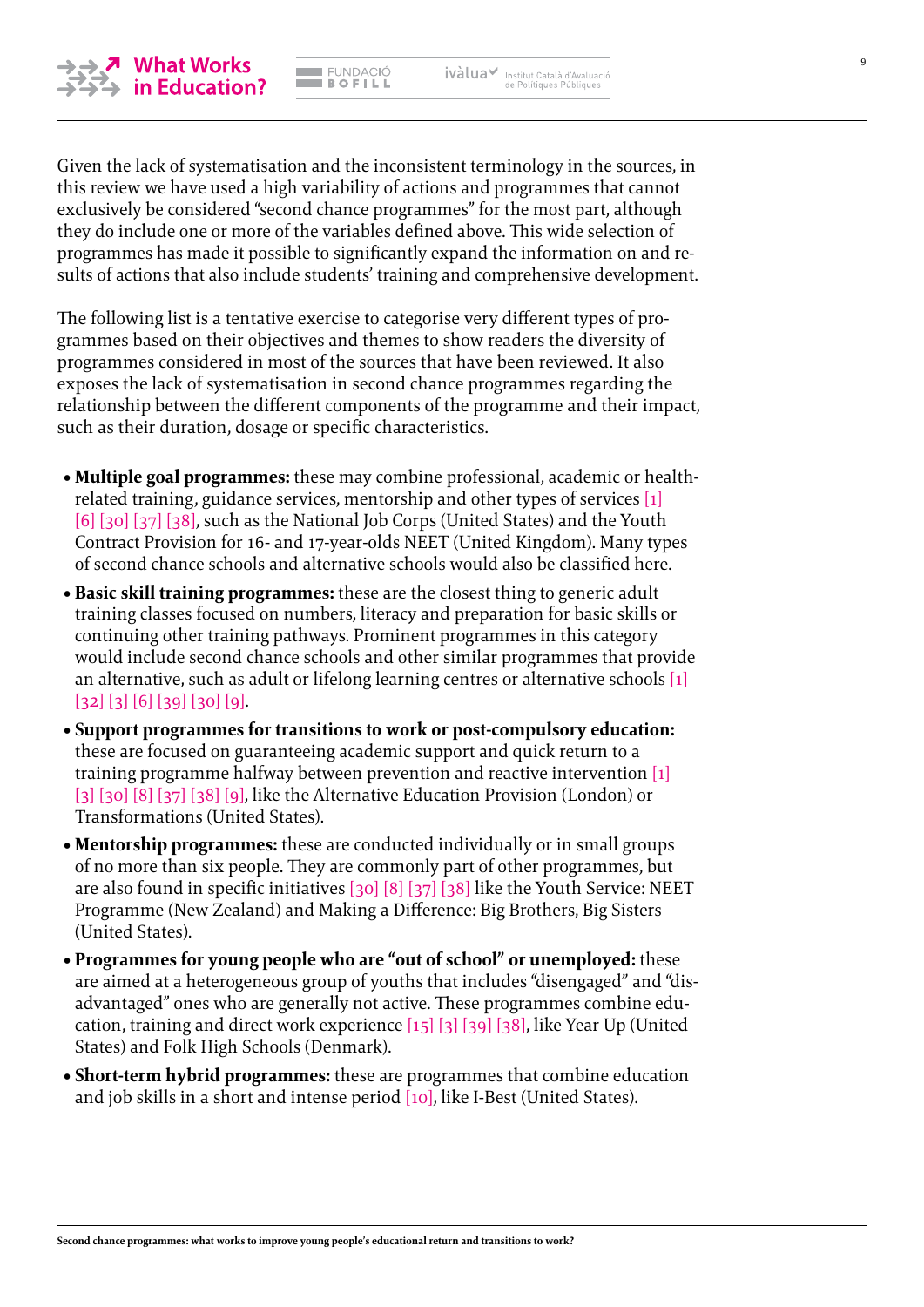Given the lack of systematisation and the inconsistent terminology in the sources, in this review we have used a high variability of actions and programmes that cannot exclusively be considered “second chance programmes” for the most part, although they do include one or more of the variables defined above. This wide selection of programmes has made it possible to significantly expand the information on and results of actions that also include students’ training and comprehensive development.

The following list is a tentative exercise to categorise very different types of programmes based on their objectives and themes to show readers the diversity of programmes considered in most of the sources that have been reviewed. It also exposes the lack of systematisation in second chance programmes regarding the relationship between the different components of the programme and their impact, such as their duration, dosage or specific characteristics.

- **Multiple goal programmes:** these may combine professional, academic or health-related training, guidance services, mentorship and other types of services [1] [6] [30] [37] [38], such as the National Job Corps (United States) and the Youth Contract Provision for 16- and 17-year-olds NEET (United Kingdom). Many types of second chance schools and alternative schools would also be classified here.
- **Basic skill training programmes:** these are the closest thing to generic adult training classes focused on numbers, literacy and preparation for basic skills or continuing other training pathways. Prominent programmes in this category would include second chance schools and other similar programmes that provide an alternative, such as adult or lifelong learning centres or alternative schools [1] [32] [3] [6] [39] [30] [9].
- **Support programmes for transitions to work or post-compulsory education:** these are focused on guaranteeing academic support and quick return to a training programme halfway between prevention and reactive intervention [1] [3] [30] [8] [37] [38] [9], like the Alternative Education Provision (London) or Transformations (United States).
- **Mentorship programmes:** these are conducted individually or in small groups of no more than six people. They are commonly part of other programmes, but are also found in specific initiatives [30] [8] [37] [38] like the Youth Service: NEET Programme (New Zealand) and Making a Difference: Big Brothers, Big Sisters (United States).
- **Programmes for young people who are “out of school” or unemployed:** these are aimed at a heterogeneous group of youths that includes “disengaged” and “disadvantaged” ones who are generally not active. These programmes combine education, training and direct work experience [15] [3] [39] [38], like Year Up (United States) and Folk High Schools (Denmark).
- **Short-term hybrid programmes:** these are programmes that combine education and job skills in a short and intense period [10], like I-Best (United States).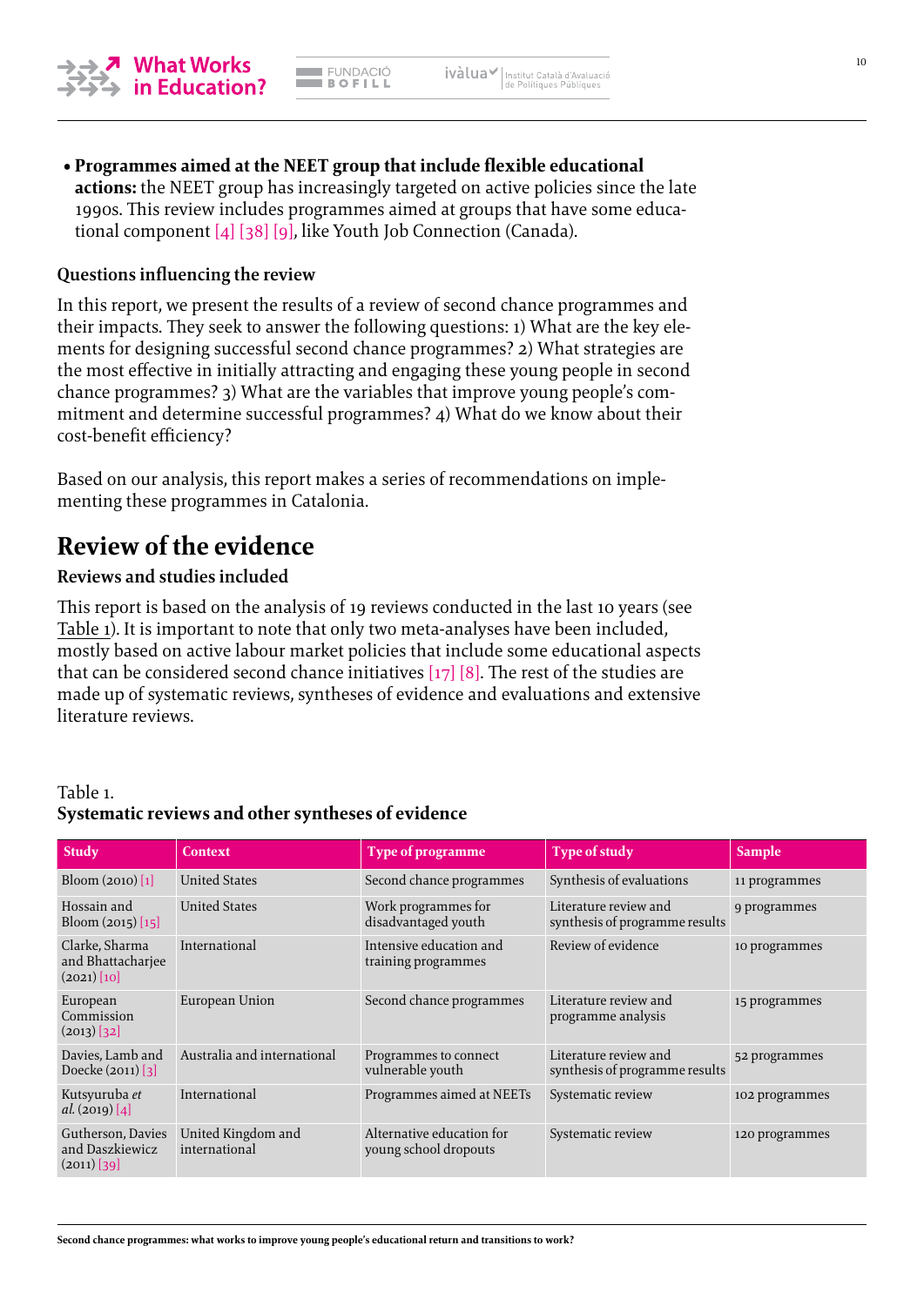- **Programmes aimed at the NEET group that include flexible educational actions:** the NEET group has increasingly targeted on active policies since the late 1990s. This review includes programmes aimed at groups that have some educational component [4] [38] [9], like Youth Job Connection (Canada).

### Questions influencing the review

In this report, we present the results of a review of second chance programmes and their impacts. They seek to answer the following questions: 1) What are the key elements for designing successful second chance programmes? 2) What strategies are the most effective in initially attracting and engaging these young people in second chance programmes? 3) What are the variables that improve young people's commitment and determine successful programmes? 4) What do we know about their cost-benefit efficiency?

Based on our analysis, this report makes a series of recommendations on implementing these programmes in Catalonia.

## Review of the evidence

### Reviews and studies included

This report is based on the analysis of 19 reviews conducted in the last 10 years (see Table 1). It is important to note that only two meta-analyses have been included, mostly based on active labour market policies that include some educational aspects that can be considered second chance initiatives [17] [8]. The rest of the studies are made up of systematic reviews, syntheses of evidence and evaluations and extensive literature reviews.

Table 1.
**Systematic reviews and other syntheses of evidence**

| Study | Context | Type of programme | Type of study | Sample |
|---|---|---|---|---|
| Bloom (2010) [1] | United States | Second chance programmes | Synthesis of evaluations | 11 programmes |
| Hossain and Bloom (2015) [15] | United States | Work programmes for disadvantaged youth | Literature review and synthesis of programme results | 9 programmes |
| Clarke, Sharma and Bhattacharjee (2021) [10] | International | Intensive education and training programmes | Review of evidence | 10 programmes |
| European Commission (2013) [32] | European Union | Second chance programmes | Literature review and programme analysis | 15 programmes |
| Davies, Lamb and Doecke (2011) [3] | Australia and international | Programmes to connect vulnerable youth | Literature review and synthesis of programme results | 52 programmes |
| Kutsyuruba *et al.* (2019) [4] | International | Programmes aimed at NEETs | Systematic review | 102 programmes |
| Gutherson, Davies and Daszkiewicz (2011) [39] | United Kingdom and international | Alternative education for young school dropouts | Systematic review | 120 programmes |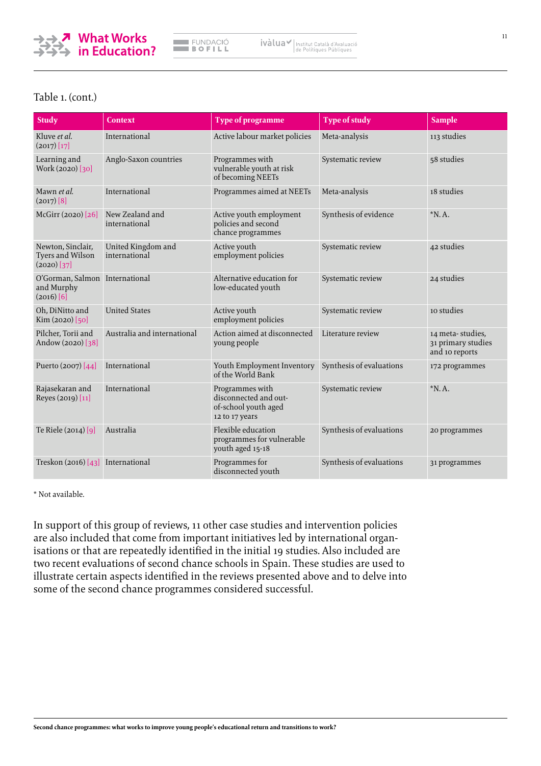Table 1. (cont.)

| Study | Context | Type of programme | Type of study | Sample |
|---|---|---|---|---|
| Kluve *et al.* (2017) [17] | International | Active labour market policies | Meta-analysis | 113 studies |
| Learning and Work (2020) [30] | Anglo-Saxon countries | Programmes with vulnerable youth at risk of becoming NEETs | Systematic review | 58 studies |
| Mawn *et al.* (2017) [8] | International | Programmes aimed at NEETs | Meta-analysis | 18 studies |
| McGirr (2020) [26] | New Zealand and international | Active youth employment policies and second chance programmes | Synthesis of evidence | *N. A. |
| Newton, Sinclair, Tyers and Wilson (2020) [37] | United Kingdom and international | Active youth employment policies | Systematic review | 42 studies |
| O'Gorman, Salmon and Murphy (2016) [6] | International | Alternative education for low-educated youth | Systematic review | 24 studies |
| Oh, DiNitto and Kim (2020) [50] | United States | Active youth employment policies | Systematic review | 10 studies |
| Pilcher, Torii and Andow (2020) [38] | Australia and international | Action aimed at disconnected young people | Literature review | 14 meta- studies, 31 primary studies and 10 reports |
| Puerto (2007) [44] | International | Youth Employment Inventory of the World Bank | Synthesis of evaluations | 172 programmes |
| Rajasekaran and Reyes (2019) [11] | International | Programmes with disconnected and out-of-school youth aged 12 to 17 years | Systematic review | *N. A. |
| Te Riele (2014) [9] | Australia | Flexible education programmes for vulnerable youth aged 15-18 | Synthesis of evaluations | 20 programmes |
| Treskon (2016) [43] | International | Programmes for disconnected youth | Synthesis of evaluations | 31 programmes |

* Not available.

In support of this group of reviews, 11 other case studies and intervention policies are also included that come from important initiatives led by international organisations or that are repeatedly identified in the initial 19 studies. Also included are two recent evaluations of second chance schools in Spain. These studies are used to illustrate certain aspects identified in the reviews presented above and to delve into some of the second chance programmes considered successful.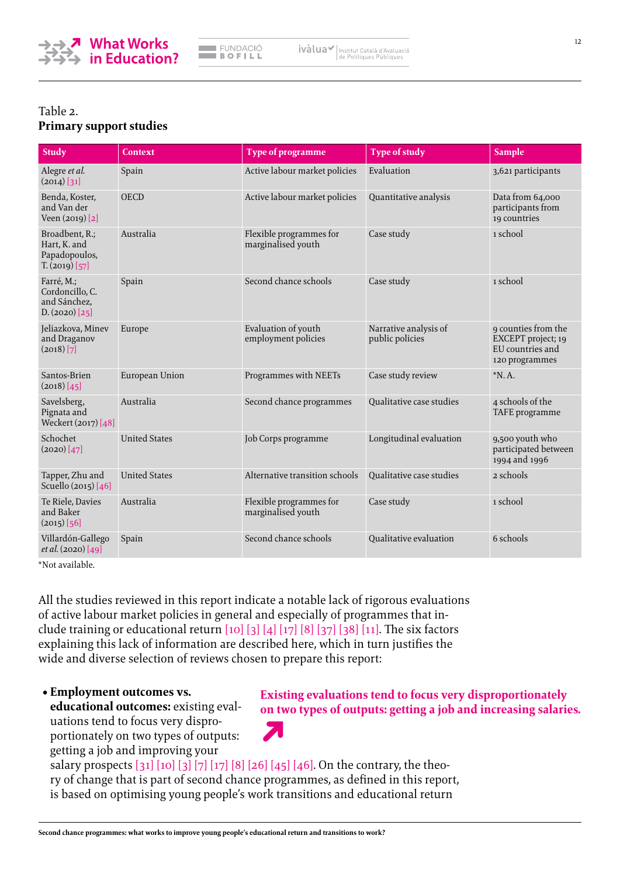Table 2.
**Primary support studies**

| Study | Context | Type of programme | Type of study | Sample |
|---|---|---|---|---|
| Alegre *et al.* (2014) [31] | Spain | Active labour market policies | Evaluation | 3,621 participants |
| Benda, Koster, and Van der Veen (2019) [2] | OECD | Active labour market policies | Quantitative analysis | Data from 64,000 participants from 19 countries |
| Broadbent, R.; Hart, K. and Papadopoulos, T. (2019) [57] | Australia | Flexible programmes for marginalised youth | Case study | 1 school |
| Farré, M.; Cordoncillo, C. and Sánchez, D. (2020) [25] | Spain | Second chance schools | Case study | 1 school |
| Jeliazkova, Minev and Draganov (2018) [7] | Europe | Evaluation of youth employment policies | Narrative analysis of public policies | 9 counties from the EXCEPT project; 19 EU countries and 120 programmes |
| Santos-Brien (2018) [45] | European Union | Programmes with NEETs | Case study review | *N. A. |
| Savelsberg, Pignata and Weckert (2017) [48] | Australia | Second chance programmes | Qualitative case studies | 4 schools of the TAFE programme |
| Schochet (2020) [47] | United States | Job Corps programme | Longitudinal evaluation | 9,500 youth who participated between 1994 and 1996 |
| Tapper, Zhu and Scuello (2015) [46] | United States | Alternative transition schools | Qualitative case studies | 2 schools |
| Te Riele, Davies and Baker (2015) [56] | Australia | Flexible programmes for marginalised youth | Case study | 1 school |
| Villardón-Gallego *et al.* (2020) [49] | Spain | Second chance schools | Qualitative evaluation | 6 schools |

*Not available.

All the studies reviewed in this report indicate a notable lack of rigorous evaluations of active labour market policies in general and especially of programmes that include training or educational return [10] [3] [4] [17] [8] [37] [38] [11]. The six factors explaining this lack of information are described here, which in turn justifies the wide and diverse selection of reviews chosen to prepare this report:

**Existing evaluations tend to focus very disproportionately on two types of outputs: getting a job and increasing salaries.**

- **Employment outcomes vs. educational outcomes:** existing evaluations tend to focus very disproportionately on two types of outputs: getting a job and improving your salary prospects [31] [10] [3] [7] [17] [8] [26] [45] [46]. On the contrary, the theory of change that is part of second chance programmes, as defined in this report, is based on optimising young people's work transitions and educational return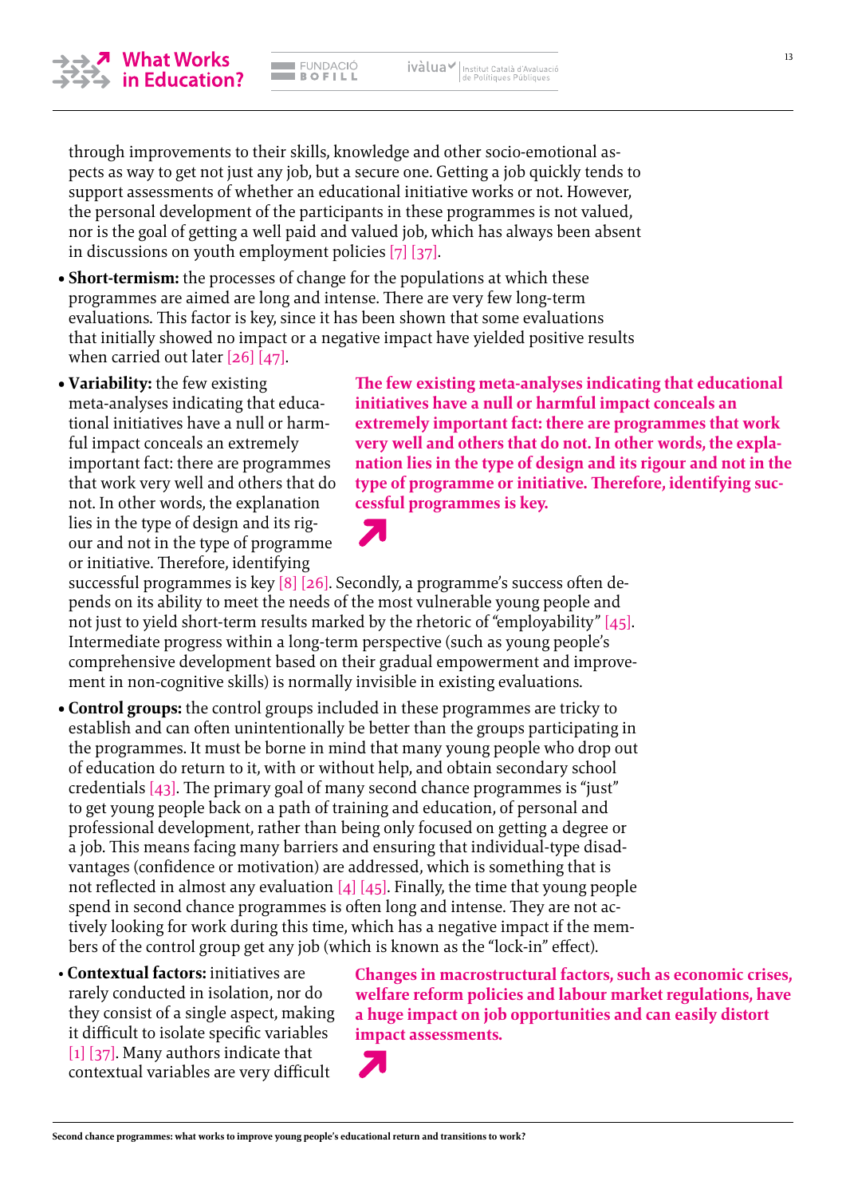through improvements to their skills, knowledge and other socio-emotional aspects as way to get not just any job, but a secure one. Getting a job quickly tends to support assessments of whether an educational initiative works or not. However, the personal development of the participants in these programmes is not valued, nor is the goal of getting a well paid and valued job, which has always been absent in discussions on youth employment policies [7] [37].

- **Short-termism:** the processes of change for the populations at which these programmes are aimed are long and intense. There are very few long-term evaluations. This factor is key, since it has been shown that some evaluations that initially showed no impact or a negative impact have yielded positive results when carried out later [26] [47].

- **Variability:** the few existing meta-analyses indicating that educational initiatives have a null or harmful impact conceals an extremely important fact: there are programmes that work very well and others that do not. In other words, the explanation lies in the type of design and its rigour and not in the type of programme or initiative. Therefore, identifying successful programmes is key [8] [26]. Secondly, a programme's success often depends on its ability to meet the needs of the most vulnerable young people and not just to yield short-term results marked by the rhetoric of "employability" [45]. Intermediate progress within a long-term perspective (such as young people's comprehensive development based on their gradual empowerment and improvement in non-cognitive skills) is normally invisible in existing evaluations.

**The few existing meta-analyses indicating that educational initiatives have a null or harmful impact conceals an extremely important fact: there are programmes that work very well and others that do not. In other words, the explanation lies in the type of design and its rigour and not in the type of programme or initiative. Therefore, identifying successful programmes is key.**

- **Control groups:** the control groups included in these programmes are tricky to establish and can often unintentionally be better than the groups participating in the programmes. It must be borne in mind that many young people who drop out of education do return to it, with or without help, and obtain secondary school credentials [43]. The primary goal of many second chance programmes is "just" to get young people back on a path of training and education, of personal and professional development, rather than being only focused on getting a degree or a job. This means facing many barriers and ensuring that individual-type disadvantages (confidence or motivation) are addressed, which is something that is not reflected in almost any evaluation [4] [45]. Finally, the time that young people spend in second chance programmes is often long and intense. They are not actively looking for work during this time, which has a negative impact if the members of the control group get any job (which is known as the "lock-in" effect).

- **Contextual factors:** initiatives are rarely conducted in isolation, nor do they consist of a single aspect, making it difficult to isolate specific variables [1] [37]. Many authors indicate that contextual variables are very difficult

**Changes in macrostructural factors, such as economic crises, welfare reform policies and labour market regulations, have a huge impact on job opportunities and can easily distort impact assessments.**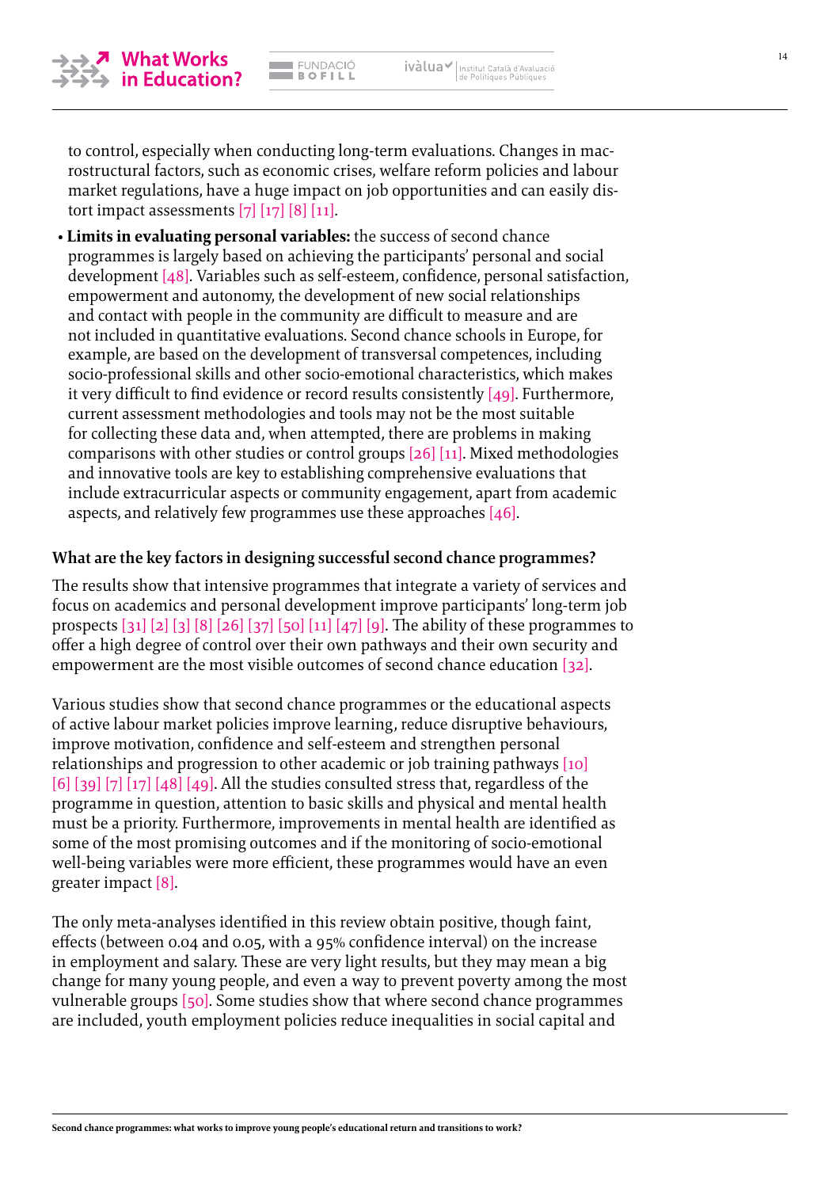to control, especially when conducting long-term evaluations. Changes in macrostructural factors, such as economic crises, welfare reform policies and labour market regulations, have a huge impact on job opportunities and can easily distort impact assessments [7] [17] [8] [11].

- **Limits in evaluating personal variables:** the success of second chance programmes is largely based on achieving the participants' personal and social development [48]. Variables such as self-esteem, confidence, personal satisfaction, empowerment and autonomy, the development of new social relationships and contact with people in the community are difficult to measure and are not included in quantitative evaluations. Second chance schools in Europe, for example, are based on the development of transversal competences, including socio-professional skills and other socio-emotional characteristics, which makes it very difficult to find evidence or record results consistently [49]. Furthermore, current assessment methodologies and tools may not be the most suitable for collecting these data and, when attempted, there are problems in making comparisons with other studies or control groups [26] [11]. Mixed methodologies and innovative tools are key to establishing comprehensive evaluations that include extracurricular aspects or community engagement, apart from academic aspects, and relatively few programmes use these approaches [46].

**What are the key factors in designing successful second chance programmes?**

The results show that intensive programmes that integrate a variety of services and focus on academics and personal development improve participants' long-term job prospects [31] [2] [3] [8] [26] [37] [50] [11] [47] [9]. The ability of these programmes to offer a high degree of control over their own pathways and their own security and empowerment are the most visible outcomes of second chance education [32].

Various studies show that second chance programmes or the educational aspects of active labour market policies improve learning, reduce disruptive behaviours, improve motivation, confidence and self-esteem and strengthen personal relationships and progression to other academic or job training pathways [10] [6] [39] [7] [17] [48] [49]. All the studies consulted stress that, regardless of the programme in question, attention to basic skills and physical and mental health must be a priority. Furthermore, improvements in mental health are identified as some of the most promising outcomes and if the monitoring of socio-emotional well-being variables were more efficient, these programmes would have an even greater impact [8].

The only meta-analyses identified in this review obtain positive, though faint, effects (between 0.04 and 0.05, with a 95% confidence interval) on the increase in employment and salary. These are very light results, but they may mean a big change for many young people, and even a way to prevent poverty among the most vulnerable groups [50]. Some studies show that where second chance programmes are included, youth employment policies reduce inequalities in social capital and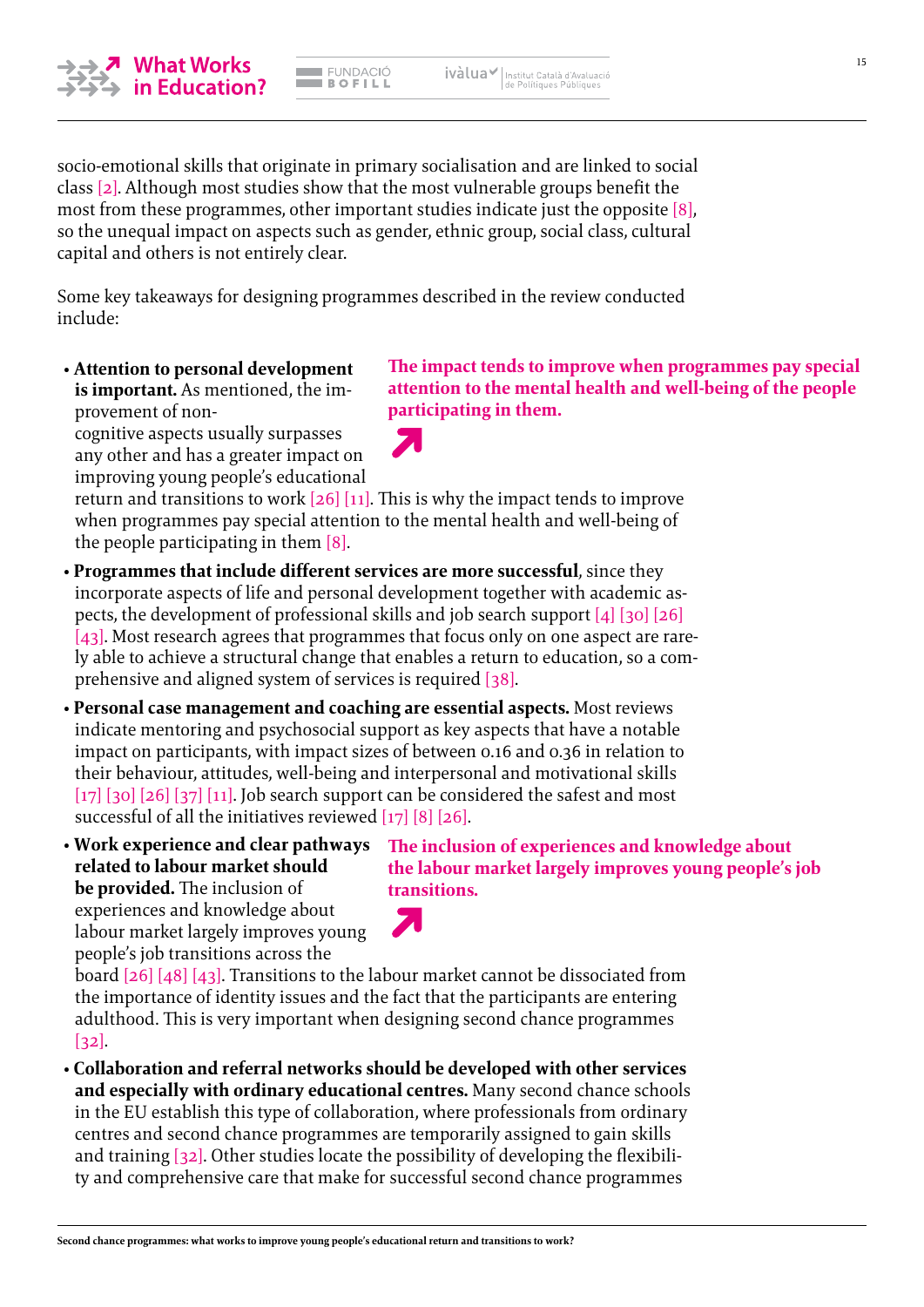socio-emotional skills that originate in primary socialisation and are linked to social class [2]. Although most studies show that the most vulnerable groups benefit the most from these programmes, other important studies indicate just the opposite [8], so the unequal impact on aspects such as gender, ethnic group, social class, cultural capital and others is not entirely clear.

Some key takeaways for designing programmes described in the review conducted include:

**The impact tends to improve when programmes pay special attention to the mental health and well-being of the people participating in them.**

- **Attention to personal development is important.** As mentioned, the improvement of non-cognitive aspects usually surpasses any other and has a greater impact on improving young people's educational return and transitions to work [26] [11]. This is why the impact tends to improve when programmes pay special attention to the mental health and well-being of the people participating in them [8].
- **Programmes that include different services are more successful**, since they incorporate aspects of life and personal development together with academic aspects, the development of professional skills and job search support [4] [30] [26] [43]. Most research agrees that programmes that focus only on one aspect are rarely able to achieve a structural change that enables a return to education, so a comprehensive and aligned system of services is required [38].
- **Personal case management and coaching are essential aspects.** Most reviews indicate mentoring and psychosocial support as key aspects that have a notable impact on participants, with impact sizes of between 0.16 and 0.36 in relation to their behaviour, attitudes, well-being and interpersonal and motivational skills [17] [30] [26] [37] [11]. Job search support can be considered the safest and most successful of all the initiatives reviewed [17] [8] [26].
- **Work experience and clear pathways related to labour market should be provided.** The inclusion of experiences and knowledge about labour market largely improves young people's job transitions across the board [26] [48] [43]. Transitions to the labour market cannot be dissociated from the importance of identity issues and the fact that the participants are entering adulthood. This is very important when designing second chance programmes [32].

**The inclusion of experiences and knowledge about the labour market largely improves young people's job transitions.**

- **Collaboration and referral networks should be developed with other services and especially with ordinary educational centres.** Many second chance schools in the EU establish this type of collaboration, where professionals from ordinary centres and second chance programmes are temporarily assigned to gain skills and training [32]. Other studies locate the possibility of developing the flexibility and comprehensive care that make for successful second chance programmes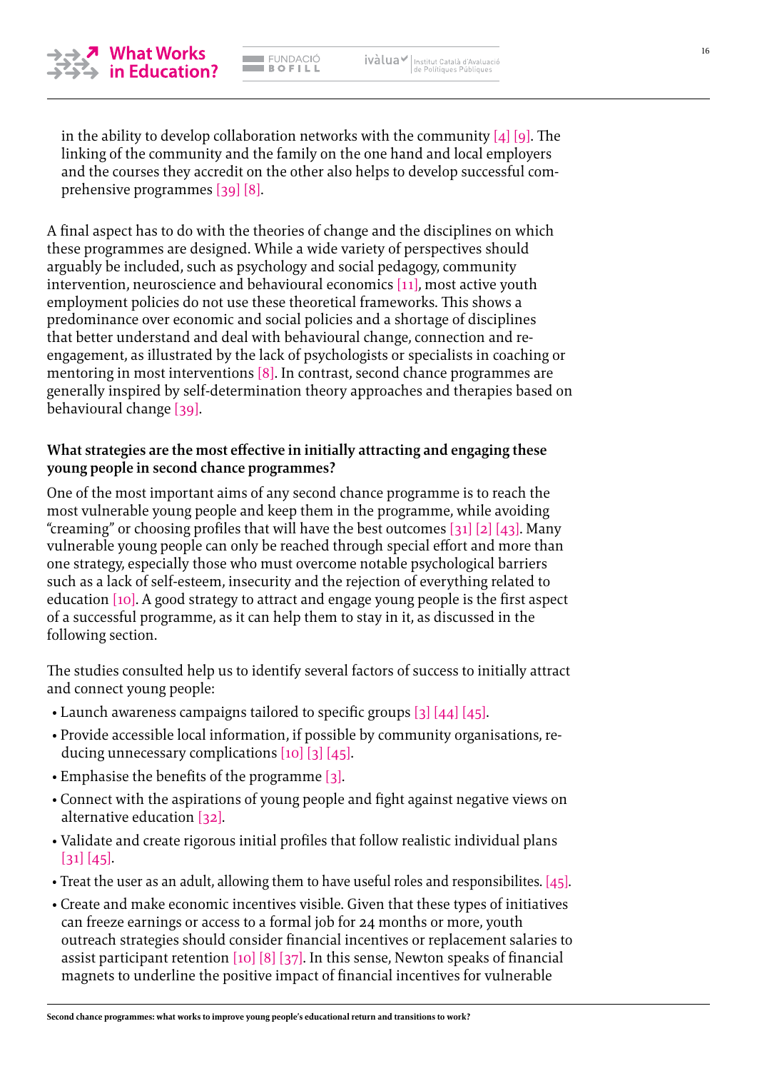in the ability to develop collaboration networks with the community [4] [9]. The linking of the community and the family on the one hand and local employers and the courses they accredit on the other also helps to develop successful comprehensive programmes [39] [8].

A final aspect has to do with the theories of change and the disciplines on which these programmes are designed. While a wide variety of perspectives should arguably be included, such as psychology and social pedagogy, community intervention, neuroscience and behavioural economics [11], most active youth employment policies do not use these theoretical frameworks. This shows a predominance over economic and social policies and a shortage of disciplines that better understand and deal with behavioural change, connection and re-engagement, as illustrated by the lack of psychologists or specialists in coaching or mentoring in most interventions [8]. In contrast, second chance programmes are generally inspired by self-determination theory approaches and therapies based on behavioural change [39].

**What strategies are the most effective in initially attracting and engaging these young people in second chance programmes?**

One of the most important aims of any second chance programme is to reach the most vulnerable young people and keep them in the programme, while avoiding "creaming" or choosing profiles that will have the best outcomes [31] [2] [43]. Many vulnerable young people can only be reached through special effort and more than one strategy, especially those who must overcome notable psychological barriers such as a lack of self-esteem, insecurity and the rejection of everything related to education [10]. A good strategy to attract and engage young people is the first aspect of a successful programme, as it can help them to stay in it, as discussed in the following section.

The studies consulted help us to identify several factors of success to initially attract and connect young people:

- Launch awareness campaigns tailored to specific groups [3] [44] [45].
- Provide accessible local information, if possible by community organisations, reducing unnecessary complications [10] [3] [45].
- Emphasise the benefits of the programme [3].
- Connect with the aspirations of young people and fight against negative views on alternative education [32].
- Validate and create rigorous initial profiles that follow realistic individual plans [31] [45].
- Treat the user as an adult, allowing them to have useful roles and responsibilites. [45].
- Create and make economic incentives visible. Given that these types of initiatives can freeze earnings or access to a formal job for 24 months or more, youth outreach strategies should consider financial incentives or replacement salaries to assist participant retention [10] [8] [37]. In this sense, Newton speaks of financial magnets to underline the positive impact of financial incentives for vulnerable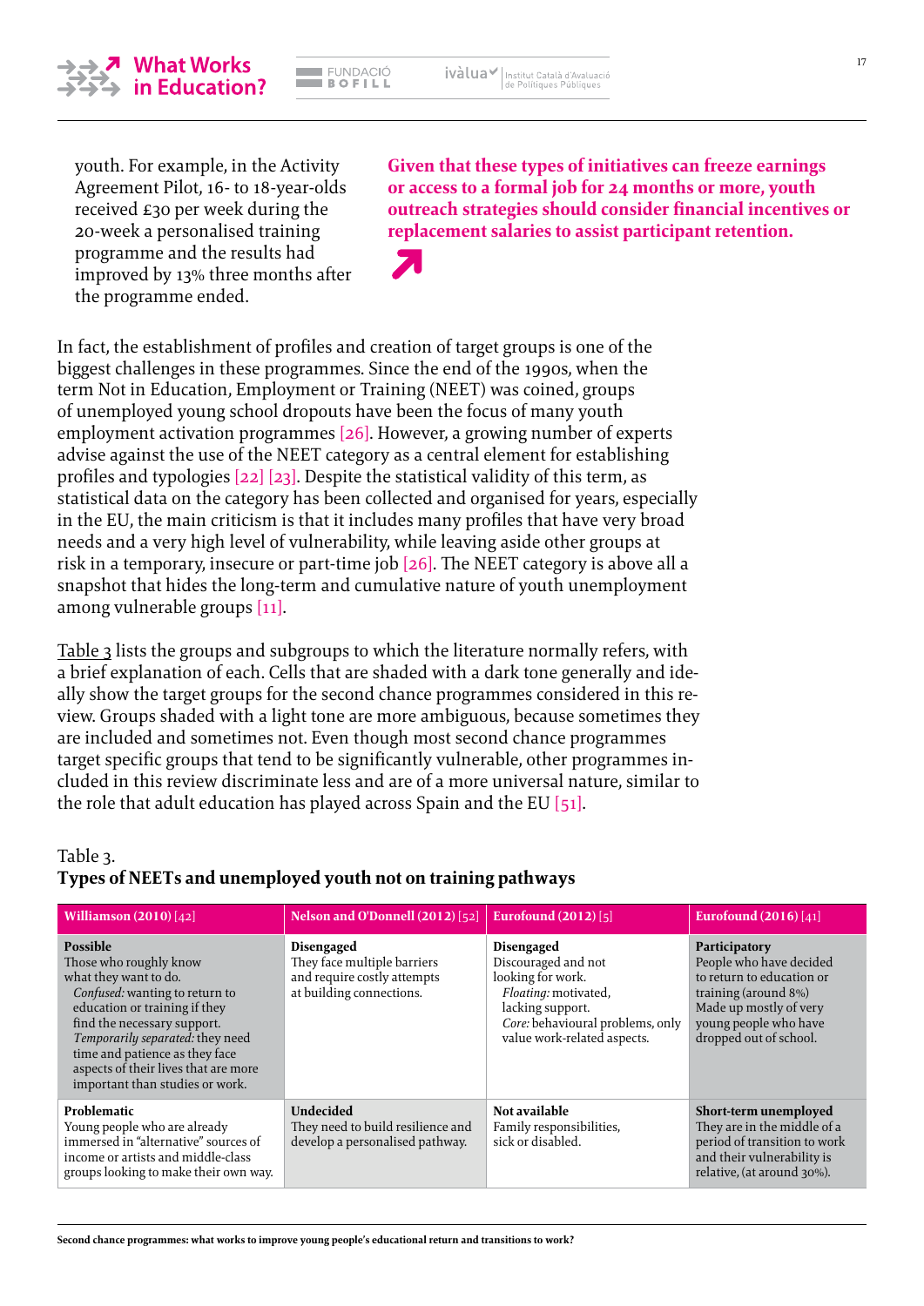youth. For example, in the Activity Agreement Pilot, 16- to 18-year-olds received £30 per week during the 20-week a personalised training programme and the results had improved by 13% three months after the programme ended.

**Given that these types of initiatives can freeze earnings or access to a formal job for 24 months or more, youth outreach strategies should consider financial incentives or replacement salaries to assist participant retention.**

In fact, the establishment of profiles and creation of target groups is one of the biggest challenges in these programmes. Since the end of the 1990s, when the term Not in Education, Employment or Training (NEET) was coined, groups of unemployed young school dropouts have been the focus of many youth employment activation programmes [26]. However, a growing number of experts advise against the use of the NEET category as a central element for establishing profiles and typologies [22] [23]. Despite the statistical validity of this term, as statistical data on the category has been collected and organised for years, especially in the EU, the main criticism is that it includes many profiles that have very broad needs and a very high level of vulnerability, while leaving aside other groups at risk in a temporary, insecure or part-time job [26]. The NEET category is above all a snapshot that hides the long-term and cumulative nature of youth unemployment among vulnerable groups [11].

Table 3 lists the groups and subgroups to which the literature normally refers, with a brief explanation of each. Cells that are shaded with a dark tone generally and ideally show the target groups for the second chance programmes considered in this review. Groups shaded with a light tone are more ambiguous, because sometimes they are included and sometimes not. Even though most second chance programmes target specific groups that tend to be significantly vulnerable, other programmes included in this review discriminate less and are of a more universal nature, similar to the role that adult education has played across Spain and the EU [51].

Table 3.
**Types of NEETs and unemployed youth not on training pathways**

| **Williamson (2010)** [42] | **Nelson and O'Donnell (2012)** [52] | **Eurofound (2012)** [5] | **Eurofound (2016)** [41] |
|---|---|---|---|
| **Possible**<br>Those who roughly know what they want to do.<br>*Confused:* wanting to return to education or training if they find the necessary support.<br>*Temporarily separated:* they need time and patience as they face aspects of their lives that are more important than studies or work. | **Disengaged**<br>They face multiple barriers and require costly attempts at building connections. | **Disengaged**<br>Discouraged and not looking for work.<br>*Floating:* motivated, lacking support.<br>*Core:* behavioural problems, only value work-related aspects. | **Participatory**<br>People who have decided to return to education or training (around 8%)<br>Made up mostly of very young people who have dropped out of school. |
| **Problematic**<br>Young people who are already immersed in "alternative" sources of income or artists and middle-class groups looking to make their own way. | **Undecided**<br>They need to build resilience and develop a personalised pathway. | **Not available**<br>Family responsibilities, sick or disabled. | **Short-term unemployed**<br>They are in the middle of a period of transition to work and their vulnerability is relative, (at around 30%). |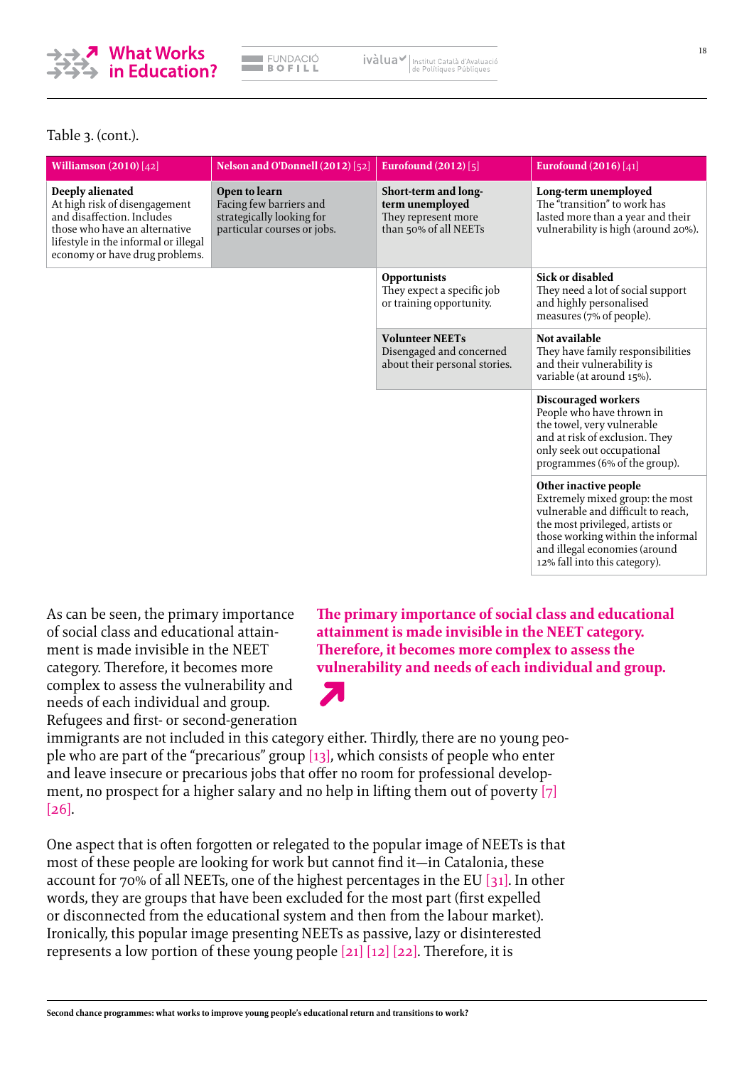Table 3. (cont.).

| Williamson (2010) [42] | Nelson and O'Donnell (2012) [52] | Eurofound (2012) [5] | Eurofound (2016) [41] |
|---|---|---|---|
| **Deeply alienated** At high risk of disengagement and disaffection. Includes those who have an alternative lifestyle in the informal or illegal economy or have drug problems. | **Open to learn** Facing few barriers and strategically looking for particular courses or jobs. | **Short-term and long-term unemployed** They represent more than 50% of all NEETs | **Long-term unemployed** The "transition" to work has lasted more than a year and their vulnerability is high (around 20%). |
| | | **Opportunists** They expect a specific job or training opportunity. | **Sick or disabled** They need a lot of social support and highly personalised measures (7% of people). |
| | | **Volunteer NEETs** Disengaged and concerned about their personal stories. | **Not available** They have family responsibilities and their vulnerability is variable (at around 15%). |
| | | | **Discouraged workers** People who have thrown in the towel, very vulnerable and at risk of exclusion. They only seek out occupational programmes (6% of the group). |
| | | | **Other inactive people** Extremely mixed group: the most vulnerable and difficult to reach, the most privileged, artists or those working within the informal and illegal economies (around 12% fall into this category). |

As can be seen, the primary importance of social class and educational attainment is made invisible in the NEET category. Therefore, it becomes more complex to assess the vulnerability and needs of each individual and group. Refugees and first- or second-generation immigrants are not included in this category either. Thirdly, there are no young people who are part of the "precarious" group [13], which consists of people who enter and leave insecure or precarious jobs that offer no room for professional development, no prospect for a higher salary and no help in lifting them out of poverty [7] [26].

**The primary importance of social class and educational attainment is made invisible in the NEET category. Therefore, it becomes more complex to assess the vulnerability and needs of each individual and group.**

One aspect that is often forgotten or relegated to the popular image of NEETs is that most of these people are looking for work but cannot find it—in Catalonia, these account for 70% of all NEETs, one of the highest percentages in the EU [31]. In other words, they are groups that have been excluded for the most part (first expelled or disconnected from the educational system and then from the labour market). Ironically, this popular image presenting NEETs as passive, lazy or disinterested represents a low portion of these young people [21] [12] [22]. Therefore, it is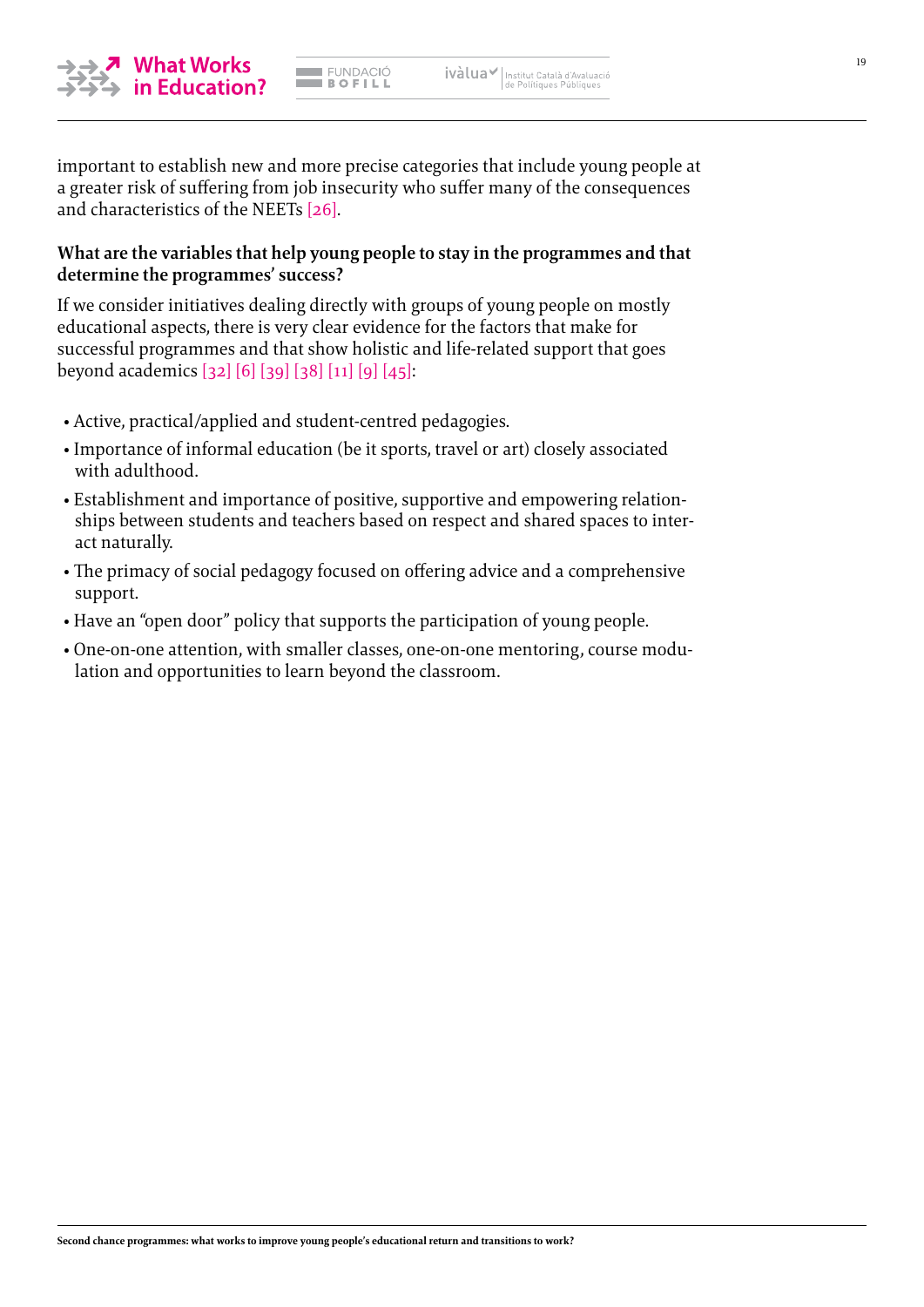important to establish new and more precise categories that include young people at a greater risk of suffering from job insecurity who suffer many of the consequences and characteristics of the NEETs [26].

**What are the variables that help young people to stay in the programmes and that determine the programmes' success?**

If we consider initiatives dealing directly with groups of young people on mostly educational aspects, there is very clear evidence for the factors that make for successful programmes and that show holistic and life-related support that goes beyond academics [32] [6] [39] [38] [11] [9] [45]:

- Active, practical/applied and student-centred pedagogies.
- Importance of informal education (be it sports, travel or art) closely associated with adulthood.
- Establishment and importance of positive, supportive and empowering relationships between students and teachers based on respect and shared spaces to interact naturally.
- The primacy of social pedagogy focused on offering advice and a comprehensive support.
- Have an "open door" policy that supports the participation of young people.
- One-on-one attention, with smaller classes, one-on-one mentoring, course modulation and opportunities to learn beyond the classroom.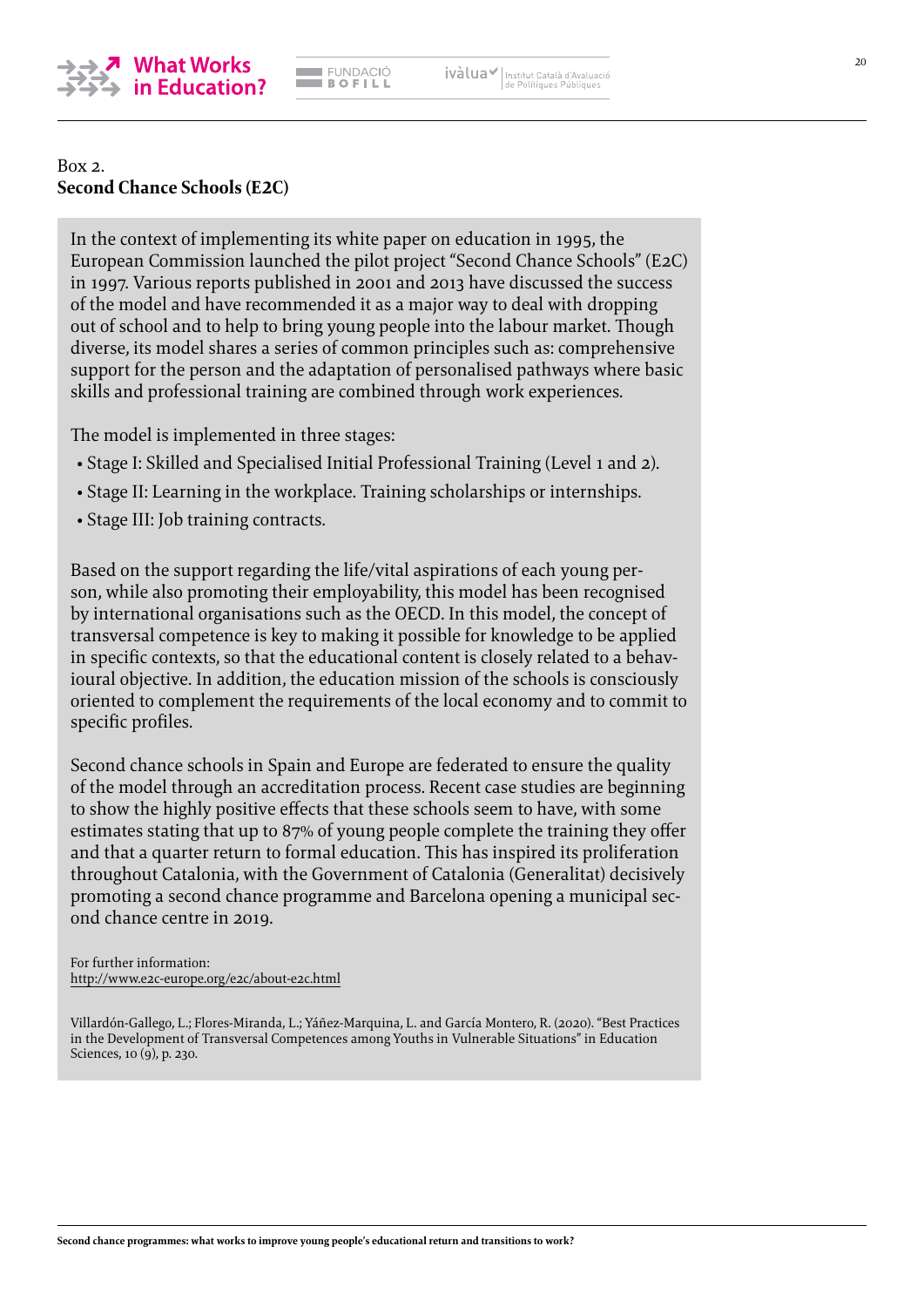Box 2.
**Second Chance Schools (E2C)**

In the context of implementing its white paper on education in 1995, the European Commission launched the pilot project "Second Chance Schools" (E2C) in 1997. Various reports published in 2001 and 2013 have discussed the success of the model and have recommended it as a major way to deal with dropping out of school and to help to bring young people into the labour market. Though diverse, its model shares a series of common principles such as: comprehensive support for the person and the adaptation of personalised pathways where basic skills and professional training are combined through work experiences.

The model is implemented in three stages:

- Stage I: Skilled and Specialised Initial Professional Training (Level 1 and 2).
- Stage II: Learning in the workplace. Training scholarships or internships.
- Stage III: Job training contracts.

Based on the support regarding the life/vital aspirations of each young person, while also promoting their employability, this model has been recognised by international organisations such as the OECD. In this model, the concept of transversal competence is key to making it possible for knowledge to be applied in specific contexts, so that the educational content is closely related to a behavioural objective. In addition, the education mission of the schools is consciously oriented to complement the requirements of the local economy and to commit to specific profiles.

Second chance schools in Spain and Europe are federated to ensure the quality of the model through an accreditation process. Recent case studies are beginning to show the highly positive effects that these schools seem to have, with some estimates stating that up to 87% of young people complete the training they offer and that a quarter return to formal education. This has inspired its proliferation throughout Catalonia, with the Government of Catalonia (Generalitat) decisively promoting a second chance programme and Barcelona opening a municipal second chance centre in 2019.

For further information:
http://www.e2c-europe.org/e2c/about-e2c.html

Villardón-Gallego, L.; Flores-Miranda, L.; Yáñez-Marquina, L. and García Montero, R. (2020). "Best Practices in the Development of Transversal Competences among Youths in Vulnerable Situations" in Education Sciences, 10 (9), p. 230.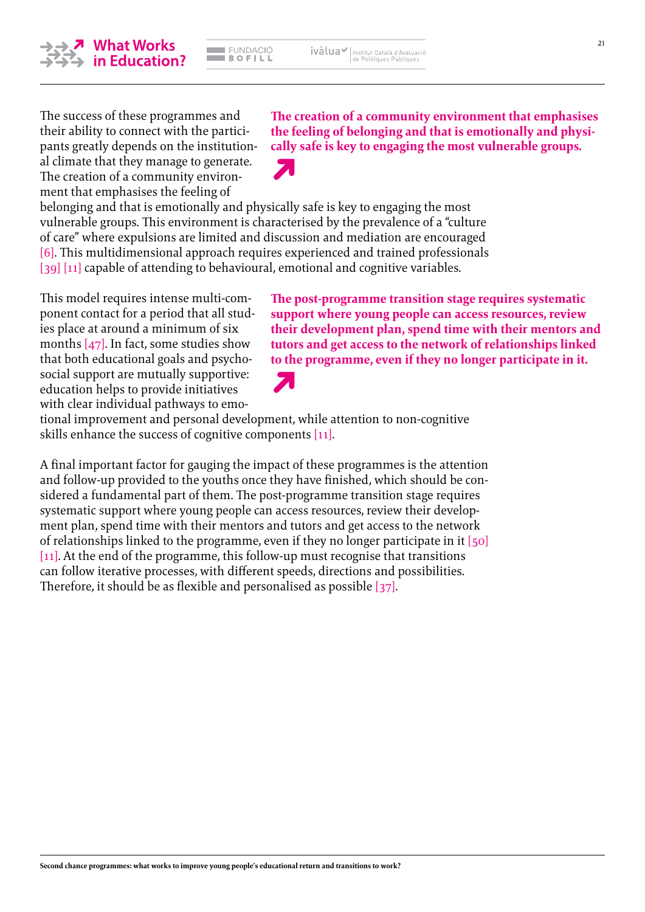The success of these programmes and their ability to connect with the participants greatly depends on the institutional climate that they manage to generate. The creation of a community environment that emphasises the feeling of belonging and that is emotionally and physically safe is key to engaging the most vulnerable groups. This environment is characterised by the prevalence of a "culture of care" where expulsions are limited and discussion and mediation are encouraged [6]. This multidimensional approach requires experienced and trained professionals [39] [11] capable of attending to behavioural, emotional and cognitive variables.

**The creation of a community environment that emphasises the feeling of belonging and that is emotionally and physically safe is key to engaging the most vulnerable groups.**

This model requires intense multi-component contact for a period that all studies place at around a minimum of six months [47]. In fact, some studies show that both educational goals and psychosocial support are mutually supportive: education helps to provide initiatives with clear individual pathways to emotional improvement and personal development, while attention to non-cognitive skills enhance the success of cognitive components [11].

**The post-programme transition stage requires systematic support where young people can access resources, review their development plan, spend time with their mentors and tutors and get access to the network of relationships linked to the programme, even if they no longer participate in it.**

A final important factor for gauging the impact of these programmes is the attention and follow-up provided to the youths once they have finished, which should be considered a fundamental part of them. The post-programme transition stage requires systematic support where young people can access resources, review their development plan, spend time with their mentors and tutors and get access to the network of relationships linked to the programme, even if they no longer participate in it [50] [11]. At the end of the programme, this follow-up must recognise that transitions can follow iterative processes, with different speeds, directions and possibilities. Therefore, it should be as flexible and personalised as possible [37].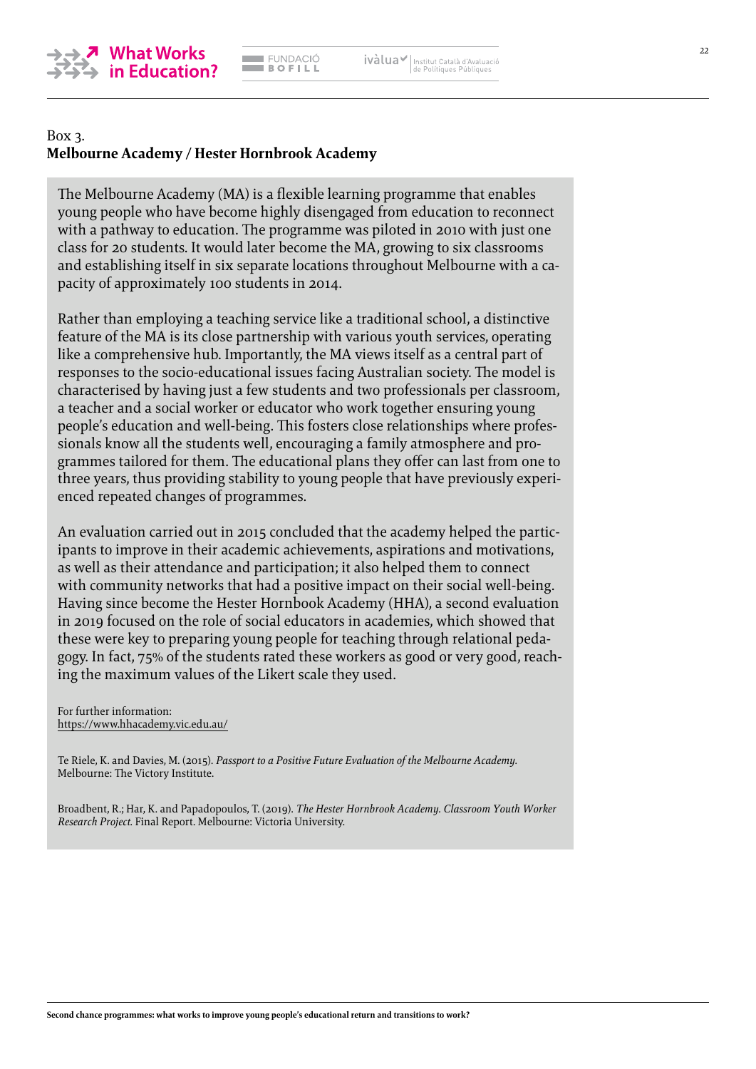Box 3.
**Melbourne Academy / Hester Hornbrook Academy**

The Melbourne Academy (MA) is a flexible learning programme that enables young people who have become highly disengaged from education to reconnect with a pathway to education. The programme was piloted in 2010 with just one class for 20 students. It would later become the MA, growing to six classrooms and establishing itself in six separate locations throughout Melbourne with a capacity of approximately 100 students in 2014.

Rather than employing a teaching service like a traditional school, a distinctive feature of the MA is its close partnership with various youth services, operating like a comprehensive hub. Importantly, the MA views itself as a central part of responses to the socio-educational issues facing Australian society. The model is characterised by having just a few students and two professionals per classroom, a teacher and a social worker or educator who work together ensuring young people's education and well-being. This fosters close relationships where professionals know all the students well, encouraging a family atmosphere and programmes tailored for them. The educational plans they offer can last from one to three years, thus providing stability to young people that have previously experienced repeated changes of programmes.

An evaluation carried out in 2015 concluded that the academy helped the participants to improve in their academic achievements, aspirations and motivations, as well as their attendance and participation; it also helped them to connect with community networks that had a positive impact on their social well-being. Having since become the Hester Hornbrook Academy (HHA), a second evaluation in 2019 focused on the role of social educators in academies, which showed that these were key to preparing young people for teaching through relational pedagogy. In fact, 75% of the students rated these workers as good or very good, reaching the maximum values of the Likert scale they used.

For further information:
https://www.hhacademy.vic.edu.au/

Te Riele, K. and Davies, M. (2015). *Passport to a Positive Future Evaluation of the Melbourne Academy.* Melbourne: The Victory Institute.

Broadbent, R.; Har, K. and Papadopoulos, T. (2019). *The Hester Hornbrook Academy. Classroom Youth Worker Research Project.* Final Report. Melbourne: Victoria University.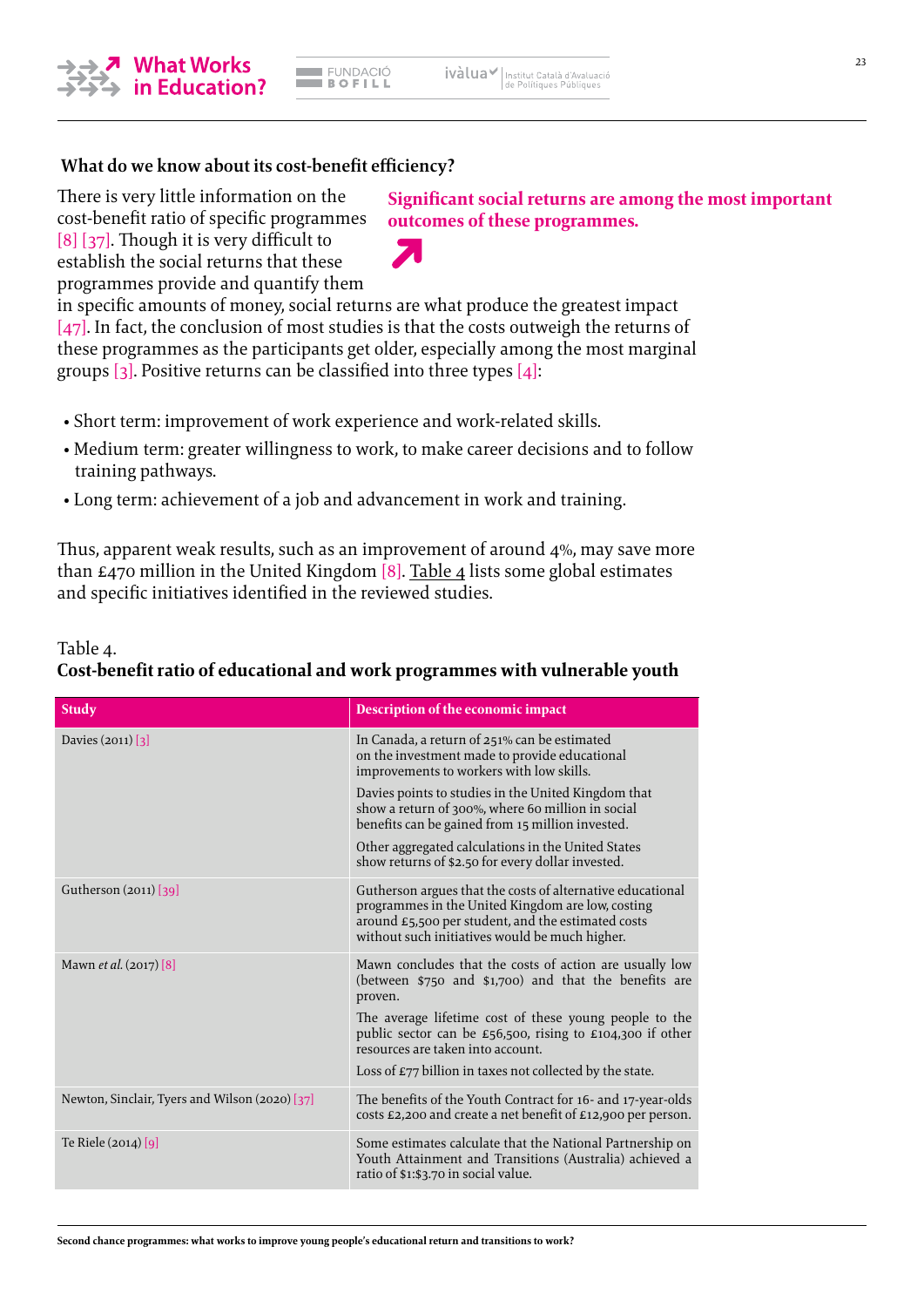### What do we know about its cost-benefit efficiency?

**Significant social returns are among the most important outcomes of these programmes.**

There is very little information on the cost-benefit ratio of specific programmes [8] [37]. Though it is very difficult to establish the social returns that these programmes provide and quantify them in specific amounts of money, social returns are what produce the greatest impact [47]. In fact, the conclusion of most studies is that the costs outweigh the returns of these programmes as the participants get older, especially among the most marginal groups [3]. Positive returns can be classified into three types [4]:

- Short term: improvement of work experience and work-related skills.
- Medium term: greater willingness to work, to make career decisions and to follow training pathways.
- Long term: achievement of a job and advancement in work and training.

Thus, apparent weak results, such as an improvement of around 4%, may save more than £470 million in the United Kingdom [8]. Table 4 lists some global estimates and specific initiatives identified in the reviewed studies.

Table 4.
**Cost-benefit ratio of educational and work programmes with vulnerable youth**

| Study | Description of the economic impact |
|---|---|
| Davies (2011) [3] | In Canada, a return of 251% can be estimated on the investment made to provide educational improvements to workers with low skills.<br>Davies points to studies in the United Kingdom that show a return of 300%, where 60 million in social benefits can be gained from 15 million invested.<br>Other aggregated calculations in the United States show returns of $2.50 for every dollar invested. |
| Gutherson (2011) [39] | Gutherson argues that the costs of alternative educational programmes in the United Kingdom are low, costing around £5,500 per student, and the estimated costs without such initiatives would be much higher. |
| Mawn *et al.* (2017) [8] | Mawn concludes that the costs of action are usually low (between $750 and $1,700) and that the benefits are proven.<br>The average lifetime cost of these young people to the public sector can be £56,500, rising to £104,300 if other resources are taken into account.<br>Loss of £77 billion in taxes not collected by the state. |
| Newton, Sinclair, Tyers and Wilson (2020) [37] | The benefits of the Youth Contract for 16- and 17-year-olds costs £2,200 and create a net benefit of £12,900 per person. |
| Te Riele (2014) [9] | Some estimates calculate that the National Partnership on Youth Attainment and Transitions (Australia) achieved a ratio of $1:$3.70 in social value. |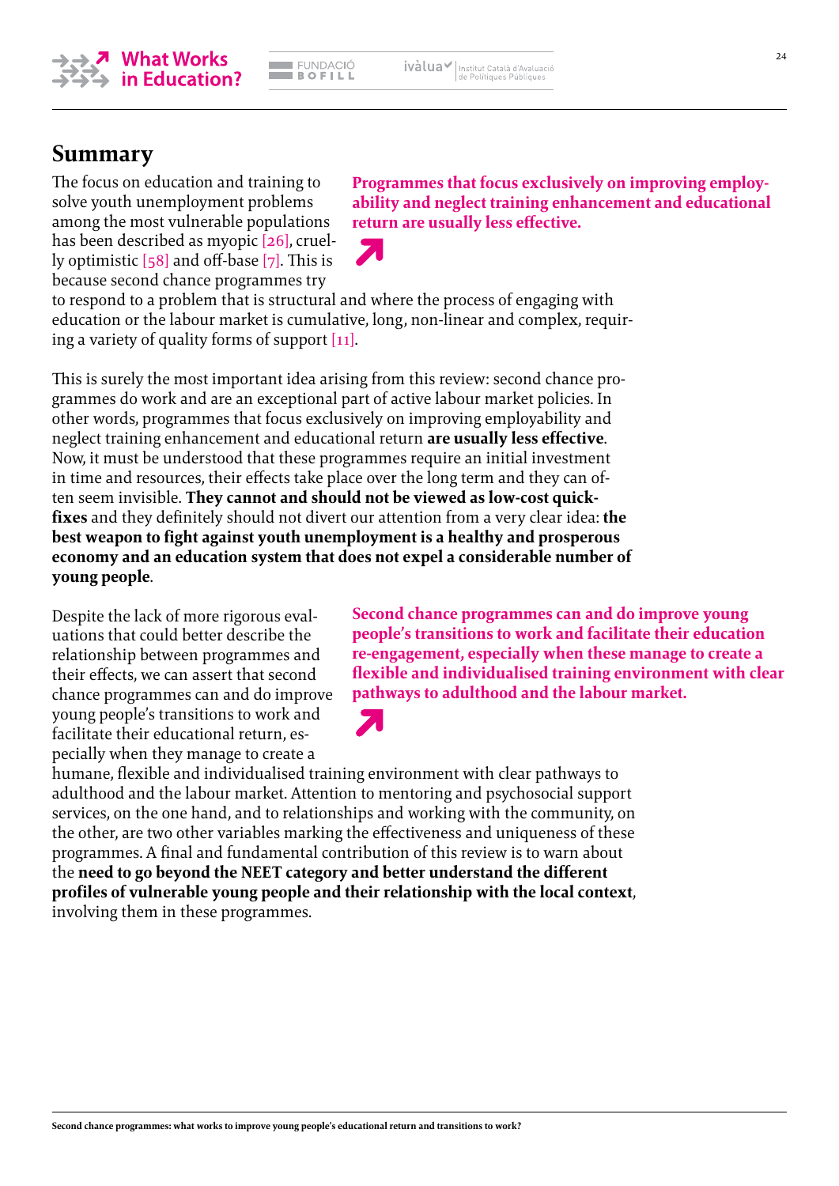## Summary

The focus on education and training to solve youth unemployment problems among the most vulnerable populations has been described as myopic [26], cruelly optimistic [58] and off-base [7]. This is because second chance programmes try to respond to a problem that is structural and where the process of engaging with education or the labour market is cumulative, long, non-linear and complex, requiring a variety of quality forms of support [11].

**Programmes that focus exclusively on improving employability and neglect training enhancement and educational return are usually less effective.**

This is surely the most important idea arising from this review: second chance programmes do work and are an exceptional part of active labour market policies. In other words, programmes that focus exclusively on improving employability and neglect training enhancement and educational return **are usually less effective**. Now, it must be understood that these programmes require an initial investment in time and resources, their effects take place over the long term and they can often seem invisible. **They cannot and should not be viewed as low-cost quick-fixes** and they definitely should not divert our attention from a very clear idea: **the best weapon to fight against youth unemployment is a healthy and prosperous economy and an education system that does not expel a considerable number of young people**.

Despite the lack of more rigorous evaluations that could better describe the relationship between programmes and their effects, we can assert that second chance programmes can and do improve young people's transitions to work and facilitate their educational return, especially when they manage to create a humane, flexible and individualised training environment with clear pathways to adulthood and the labour market. Attention to mentoring and psychosocial support services, on the one hand, and to relationships and working with the community, on the other, are two other variables marking the effectiveness and uniqueness of these programmes. A final and fundamental contribution of this review is to warn about the **need to go beyond the NEET category and better understand the different profiles of vulnerable young people and their relationship with the local context**, involving them in these programmes.

**Second chance programmes can and do improve young people's transitions to work and facilitate their education re-engagement, especially when these manage to create a flexible and individualised training environment with clear pathways to adulthood and the labour market.**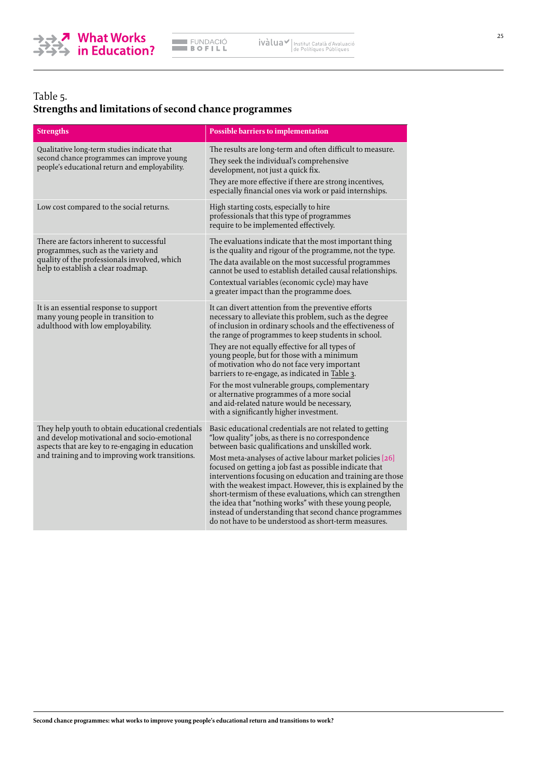Table 5.
**Strengths and limitations of second chance programmes**

| Strengths | Possible barriers to implementation |
|---|---|
| Qualitative long-term studies indicate that second chance programmes can improve young people's educational return and employability. | The results are long-term and often difficult to measure.<br>They seek the individual's comprehensive development, not just a quick fix.<br>They are more effective if there are strong incentives, especially financial ones via work or paid internships. |
| Low cost compared to the social returns. | High starting costs, especially to hire professionals that this type of programmes require to be implemented effectively. |
| There are factors inherent to successful programmes, such as the variety and quality of the professionals involved, which help to establish a clear roadmap. | The evaluations indicate that the most important thing is the quality and rigour of the programme, not the type.<br>The data available on the most successful programmes cannot be used to establish detailed causal relationships.<br>Contextual variables (economic cycle) may have a greater impact than the programme does. |
| It is an essential response to support many young people in transition to adulthood with low employability. | It can divert attention from the preventive efforts necessary to alleviate this problem, such as the degree of inclusion in ordinary schools and the effectiveness of the range of programmes to keep students in school.<br>They are not equally effective for all types of young people, but for those with a minimum of motivation who do not face very important barriers to re-engage, as indicated in Table 3.<br>For the most vulnerable groups, complementary or alternative programmes of a more social and aid-related nature would be necessary, with a significantly higher investment. |
| They help youth to obtain educational credentials and develop motivational and socio-emotional aspects that are key to re-engaging in education and training and to improving work transitions. | Basic educational credentials are not related to getting "low quality" jobs, as there is no correspondence between basic qualifications and unskilled work.<br>Most meta-analyses of active labour market policies [26] focused on getting a job fast as possible indicate that interventions focusing on education and training are those with the weakest impact. However, this is explained by the short-termism of these evaluations, which can strengthen the idea that "nothing works" with these young people, instead of understanding that second chance programmes do not have to be understood as short-term measures. |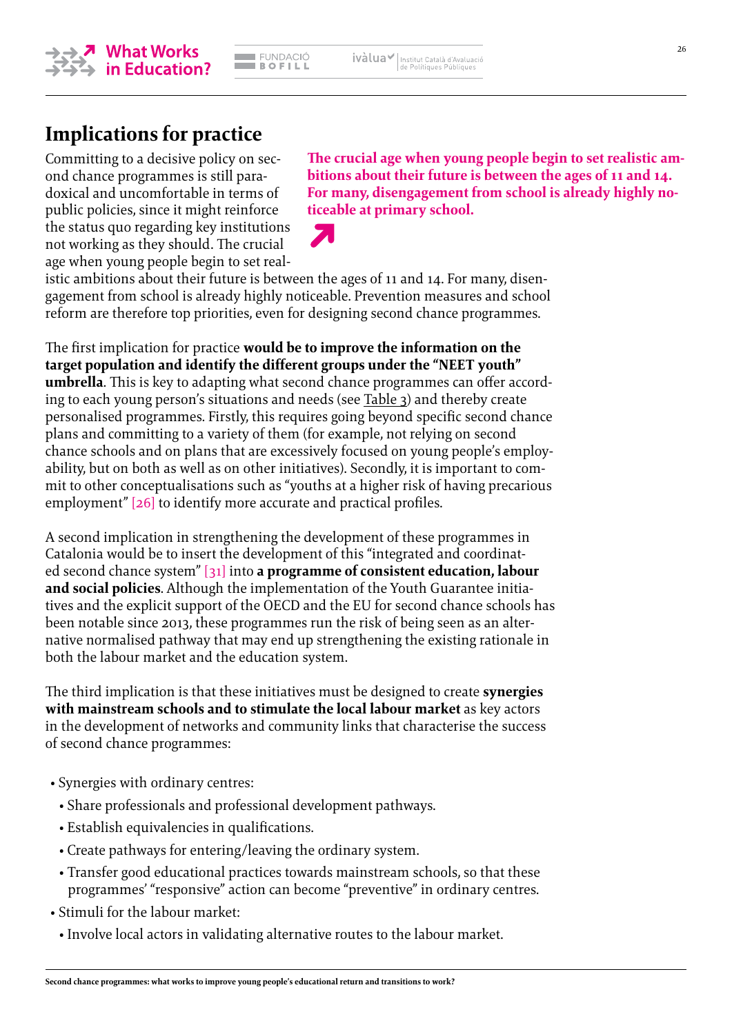## Implications for practice

**The crucial age when young people begin to set realistic ambitions about their future is between the ages of 11 and 14. For many, disengagement from school is already highly noticeable at primary school.**

Committing to a decisive policy on second chance programmes is still paradoxical and uncomfortable in terms of public policies, since it might reinforce the status quo regarding key institutions not working as they should. The crucial age when young people begin to set realistic ambitions about their future is between the ages of 11 and 14. For many, disengagement from school is already highly noticeable. Prevention measures and school reform are therefore top priorities, even for designing second chance programmes.

The first implication for practice **would be to improve the information on the target population and identify the different groups under the "NEET youth" umbrella**. This is key to adapting what second chance programmes can offer according to each young person's situations and needs (see Table 3) and thereby create personalised programmes. Firstly, this requires going beyond specific second chance plans and committing to a variety of them (for example, not relying on second chance schools and on plans that are excessively focused on young people's employability, but on both as well as on other initiatives). Secondly, it is important to commit to other conceptualisations such as "youths at a higher risk of having precarious employment" [26] to identify more accurate and practical profiles.

A second implication in strengthening the development of these programmes in Catalonia would be to insert the development of this "integrated and coordinated second chance system" [31] into **a programme of consistent education, labour and social policies**. Although the implementation of the Youth Guarantee initiatives and the explicit support of the OECD and the EU for second chance schools has been notable since 2013, these programmes run the risk of being seen as an alternative normalised pathway that may end up strengthening the existing rationale in both the labour market and the education system.

The third implication is that these initiatives must be designed to create **synergies with mainstream schools and to stimulate the local labour market** as key actors in the development of networks and community links that characterise the success of second chance programmes:

- Synergies with ordinary centres:
  - Share professionals and professional development pathways.
  - Establish equivalencies in qualifications.
  - Create pathways for entering/leaving the ordinary system.
  - Transfer good educational practices towards mainstream schools, so that these programmes' "responsive" action can become "preventive" in ordinary centres.
- Stimuli for the labour market:
  - Involve local actors in validating alternative routes to the labour market.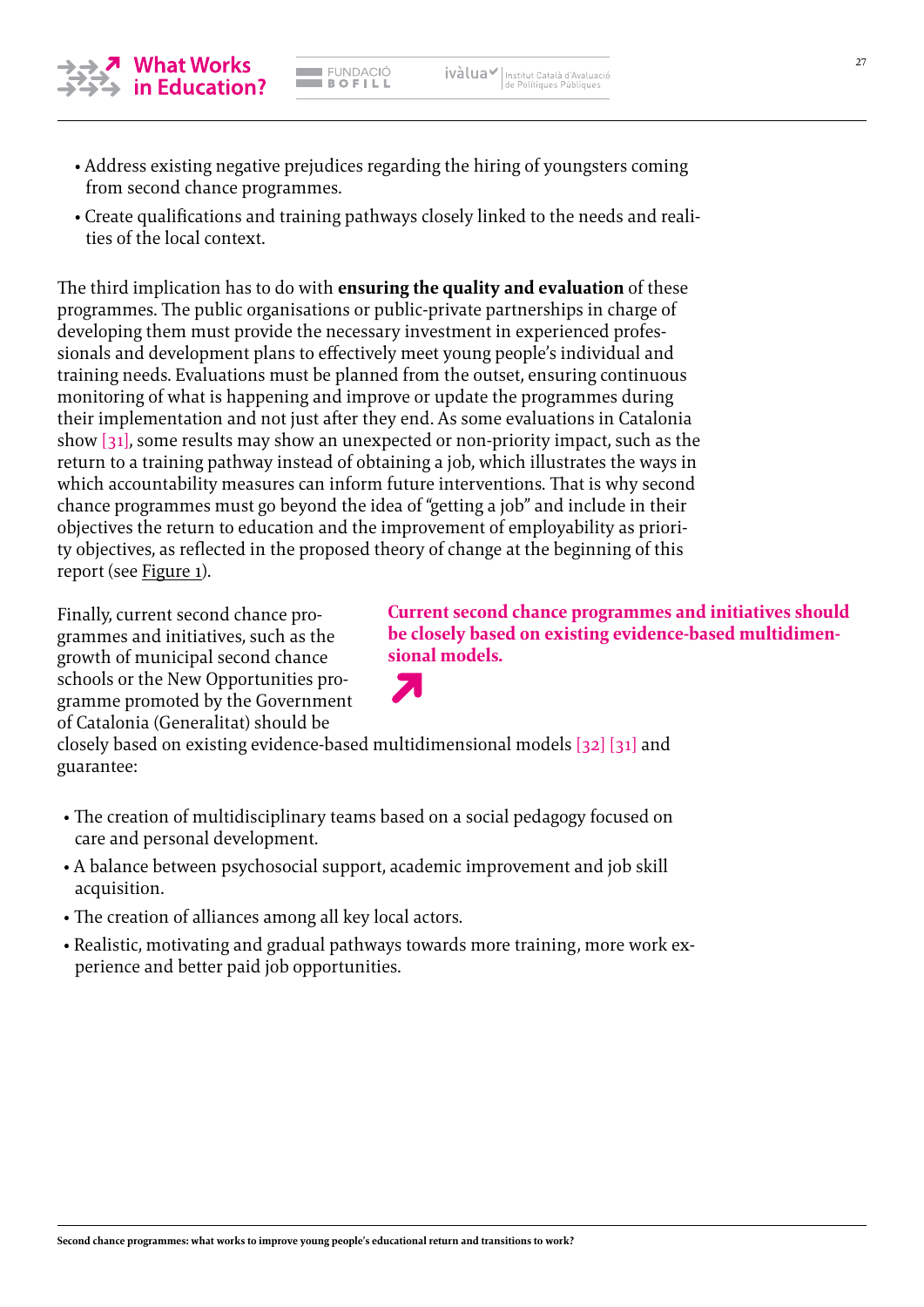- Address existing negative prejudices regarding the hiring of youngsters coming from second chance programmes.
- Create qualifications and training pathways closely linked to the needs and realities of the local context.

The third implication has to do with **ensuring the quality and evaluation** of these programmes. The public organisations or public-private partnerships in charge of developing them must provide the necessary investment in experienced professionals and development plans to effectively meet young people's individual and training needs. Evaluations must be planned from the outset, ensuring continuous monitoring of what is happening and improve or update the programmes during their implementation and not just after they end. As some evaluations in Catalonia show [31], some results may show an unexpected or non-priority impact, such as the return to a training pathway instead of obtaining a job, which illustrates the ways in which accountability measures can inform future interventions. That is why second chance programmes must go beyond the idea of "getting a job" and include in their objectives the return to education and the improvement of employability as priority objectives, as reflected in the proposed theory of change at the beginning of this report (see Figure 1).

**Current second chance programmes and initiatives should be closely based on existing evidence-based multidimensional models.**

Finally, current second chance programmes and initiatives, such as the growth of municipal second chance schools or the New Opportunities programme promoted by the Government of Catalonia (Generalitat) should be closely based on existing evidence-based multidimensional models [32] [31] and guarantee:

- The creation of multidisciplinary teams based on a social pedagogy focused on care and personal development.
- A balance between psychosocial support, academic improvement and job skill acquisition.
- The creation of alliances among all key local actors.
- Realistic, motivating and gradual pathways towards more training, more work experience and better paid job opportunities.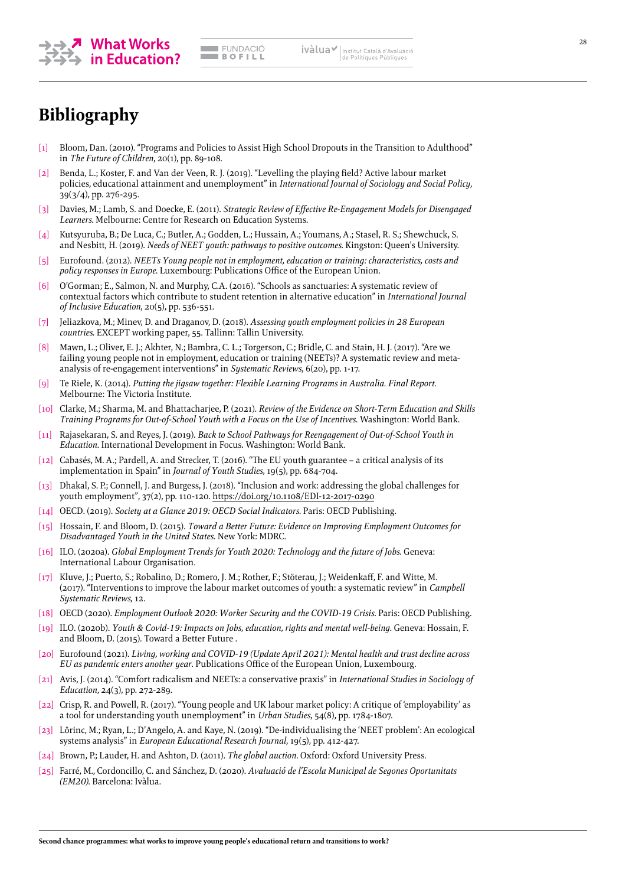# Bibliography

[1] Bloom, Dan. (2010). "Programs and Policies to Assist High School Dropouts in the Transition to Adulthood" in *The Future of Children*, 20(1), pp. 89-108.

[2] Benda, L.; Koster, F. and Van der Veen, R. J. (2019). "Levelling the playing field? Active labour market policies, educational attainment and unemployment" in *International Journal of Sociology and Social Policy*, 39(3/4), pp. 276-295.

[3] Davies, M.; Lamb, S. and Doecke, E. (2011). *Strategic Review of Effective Re-Engagement Models for Disengaged Learners*. Melbourne: Centre for Research on Education Systems.

[4] Kutsyuruba, B.; De Luca, C.; Butler, A.; Godden, L.; Hussain, A.; Youmans, A.; Stasel, R. S.; Shewchuck, S. and Nesbitt, H. (2019). *Needs of NEET youth: pathways to positive outcomes*. Kingston: Queen's University.

[5] Eurofound. (2012). *NEETs Young people not in employment, education or training: characteristics, costs and policy responses in Europe*. Luxembourg: Publications Office of the European Union.

[6] O'Gorman; E., Salmon, N. and Murphy, C.A. (2016). "Schools as sanctuaries: A systematic review of contextual factors which contribute to student retention in alternative education" in *International Journal of Inclusive Education*, 20(5), pp. 536-551.

[7] Jeliazkova, M.; Minev, D. and Draganov, D. (2018). *Assessing youth employment policies in 28 European countries*. EXCEPT working paper, 55. Tallinn: Tallin University.

[8] Mawn, L.; Oliver, E. J.; Akhter, N.; Bambra, C. L.; Torgerson, C.; Bridle, C. and Stain, H. J. (2017). "Are we failing young people not in employment, education or training (NEETs)? A systematic review and meta-analysis of re-engagement interventions" in *Systematic Reviews*, 6(20), pp. 1-17.

[9] Te Riele, K. (2014). *Putting the jigsaw together: Flexible Learning Programs in Australia. Final Report*. Melbourne: The Victoria Institute.

[10] Clarke, M.; Sharma, M. and Bhattacharjee, P. (2021). *Review of the Evidence on Short-Term Education and Skills Training Programs for Out-of-School Youth with a Focus on the Use of Incentives*. Washington: World Bank.

[11] Rajasekaran, S. and Reyes, J. (2019). *Back to School Pathways for Reengagement of Out-of-School Youth in Education*. International Development in Focus. Washington: World Bank.

[12] Cabasés, M. A.; Pardell, A. and Strecker, T. (2016). "The EU youth guarantee – a critical analysis of its implementation in Spain" in *Journal of Youth Studies*, 19(5), pp. 684-704.

[13] Dhakal, S. P.; Connell, J. and Burgess, J. (2018). "Inclusion and work: addressing the global challenges for youth employment", 37(2), pp. 110-120. https://doi.org/10.1108/EDI-12-2017-0290

[14] OECD. (2019). *Society at a Glance 2019: OECD Social Indicators*. Paris: OECD Publishing.

[15] Hossain, F. and Bloom, D. (2015). *Toward a Better Future: Evidence on Improving Employment Outcomes for Disadvantaged Youth in the United States*. New York: MDRC.

[16] ILO. (2020a). *Global Employment Trends for Youth 2020: Technology and the future of Jobs*. Geneva: International Labour Organisation.

[17] Kluve, J.; Puerto, S.; Robalino, D.; Romero, J. M.; Rother, F.; Stöterau, J.; Weidenkaff, F. and Witte, M. (2017). "Interventions to improve the labour market outcomes of youth: a systematic review" in *Campbell Systematic Reviews*, 12.

[18] OECD (2020). *Employment Outlook 2020: Worker Security and the COVID-19 Crisis*. Paris: OECD Publishing.

[19] ILO. (2020b). *Youth & Covid-19: Impacts on Jobs, education, rights and mental well-being*. Geneva: Hossain, F. and Bloom, D. (2015). Toward a Better Future .

[20] Eurofound (2021). *Living, working and COVID-19 (Update April 2021): Mental health and trust decline across EU as pandemic enters another year*. Publications Office of the European Union, Luxembourg.

[21] Avis, J. (2014). "Comfort radicalism and NEETs: a conservative praxis" in *International Studies in Sociology of Education*, 24(3), pp. 272-289.

[22] Crisp, R. and Powell, R. (2017). "Young people and UK labour market policy: A critique of 'employability' as a tool for understanding youth unemployment" in *Urban Studies*, 54(8), pp. 1784-1807.

[23] Lörinc, M.; Ryan, L.; D'Angelo, A. and Kaye, N. (2019). "De-individualising the 'NEET problem': An ecological systems analysis" in *European Educational Research Journal*, 19(5), pp. 412-427.

[24] Brown, P.; Lauder, H. and Ashton, D. (2011). *The global auction*. Oxford: Oxford University Press.

[25] Farré, M., Cordoncillo, C. and Sánchez, D. (2020). *Avaluació de l'Escola Municipal de Segones Oportunitats (EM2O)*. Barcelona: Ivàlua.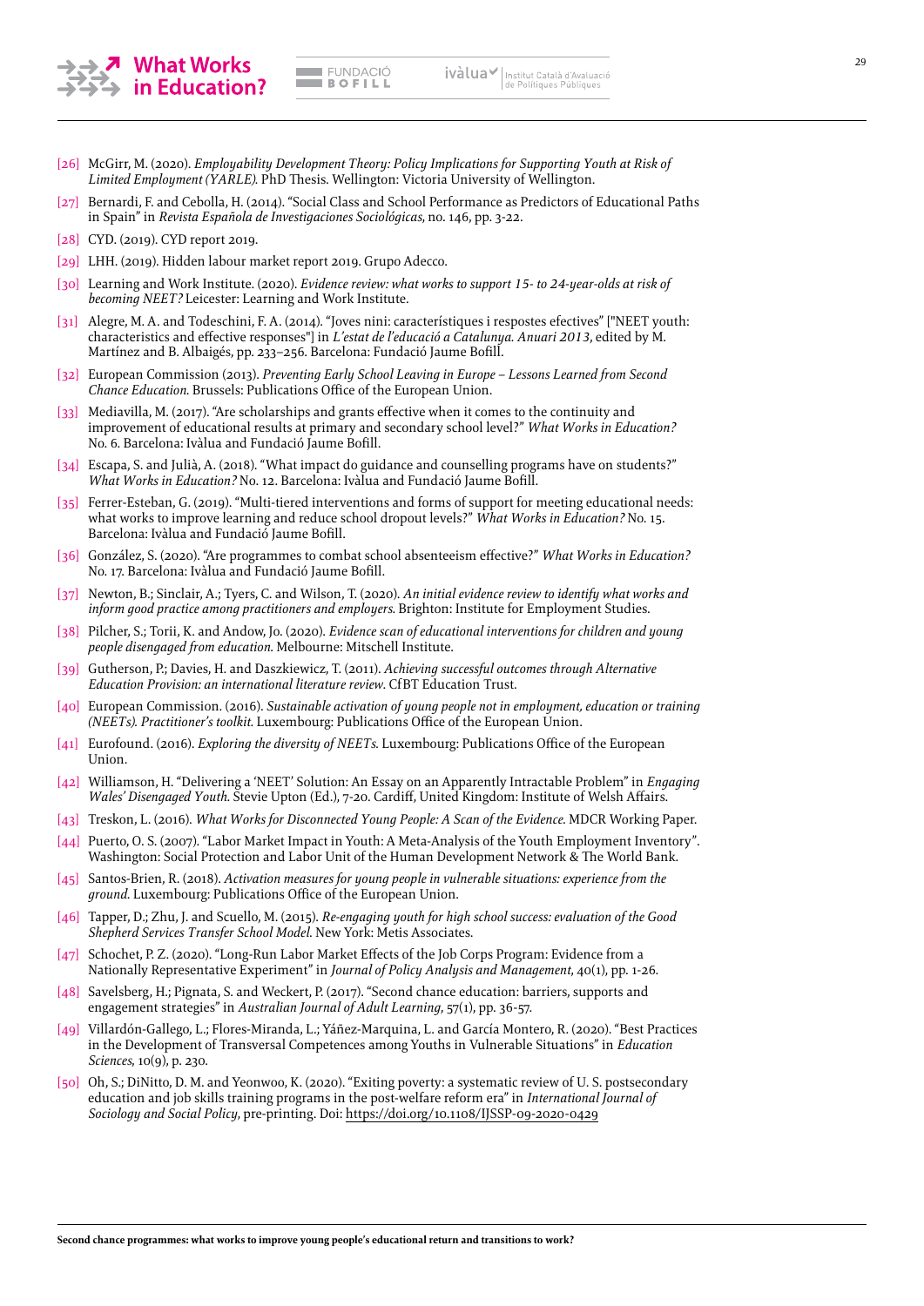[26] McGirr, M. (2020). *Employability Development Theory: Policy Implications for Supporting Youth at Risk of Limited Employment (YARLE).* PhD Thesis. Wellington: Victoria University of Wellington.

[27] Bernardi, F. and Cebolla, H. (2014). "Social Class and School Performance as Predictors of Educational Paths in Spain" in *Revista Española de Investigaciones Sociológicas*, no. 146, pp. 3-22.

[28] CYD. (2019). CYD report 2019.

[29] LHH. (2019). Hidden labour market report 2019. Grupo Adecco.

[30] Learning and Work Institute. (2020). *Evidence review: what works to support 15- to 24-year-olds at risk of becoming NEET?* Leicester: Learning and Work Institute.

[31] Alegre, M. A. and Todeschini, F. A. (2014). "Joves nini: característiques i respostes efectives" ["NEET youth: characteristics and effective responses"] in *L'estat de l'educació a Catalunya. Anuari 2013*, edited by M. Martínez and B. Albaigés, pp. 233–256. Barcelona: Fundació Jaume Bofill.

[32] European Commission (2013). *Preventing Early School Leaving in Europe – Lessons Learned from Second Chance Education.* Brussels: Publications Office of the European Union.

[33] Mediavilla, M. (2017). "Are scholarships and grants effective when it comes to the continuity and improvement of educational results at primary and secondary school level?" *What Works in Education?* No. 6. Barcelona: Ivàlua and Fundació Jaume Bofill.

[34] Escapa, S. and Julià, A. (2018). "What impact do guidance and counselling programs have on students?" *What Works in Education?* No. 12. Barcelona: Ivàlua and Fundació Jaume Bofill.

[35] Ferrer-Esteban, G. (2019). "Multi-tiered interventions and forms of support for meeting educational needs: what works to improve learning and reduce school dropout levels?" *What Works in Education?* No. 15. Barcelona: Ivàlua and Fundació Jaume Bofill.

[36] González, S. (2020). "Are programmes to combat school absenteeism effective?" *What Works in Education?* No. 17. Barcelona: Ivàlua and Fundació Jaume Bofill.

[37] Newton, B.; Sinclair, A.; Tyers, C. and Wilson, T. (2020). *An initial evidence review to identify what works and inform good practice among practitioners and employers.* Brighton: Institute for Employment Studies.

[38] Pilcher, S.; Torii, K. and Andow, Jo. (2020). *Evidence scan of educational interventions for children and young people disengaged from education.* Melbourne: Mitschell Institute.

[39] Gutherson, P.; Davies, H. and Daszkiewicz, T. (2011). *Achieving successful outcomes through Alternative Education Provision: an international literature review*. CfBT Education Trust.

[40] European Commission. (2016). *Sustainable activation of young people not in employment, education or training (NEETs). Practitioner's toolkit.* Luxembourg: Publications Office of the European Union.

[41] Eurofound. (2016). *Exploring the diversity of NEETs.* Luxembourg: Publications Office of the European Union.

[42] Williamson, H. "Delivering a 'NEET' Solution: An Essay on an Apparently Intractable Problem" in *Engaging Wales' Disengaged Youth.* Stevie Upton (Ed.), 7-20. Cardiff, United Kingdom: Institute of Welsh Affairs.

[43] Treskon, L. (2016). *What Works for Disconnected Young People: A Scan of the Evidence.* MDCR Working Paper.

[44] Puerto, O. S. (2007). "Labor Market Impact in Youth: A Meta-Analysis of the Youth Employment Inventory". Washington: Social Protection and Labor Unit of the Human Development Network & The World Bank.

[45] Santos-Brien, R. (2018). *Activation measures for young people in vulnerable situations: experience from the ground.* Luxembourg: Publications Office of the European Union.

[46] Tapper, D.; Zhu, J. and Scuello, M. (2015). *Re-engaging youth for high school success: evaluation of the Good Shepherd Services Transfer School Model.* New York: Metis Associates.

[47] Schochet, P. Z. (2020). "Long-Run Labor Market Effects of the Job Corps Program: Evidence from a Nationally Representative Experiment" in *Journal of Policy Analysis and Management*, 40(1), pp. 1-26.

[48] Savelsberg, H.; Pignata, S. and Weckert, P. (2017). "Second chance education: barriers, supports and engagement strategies" in *Australian Journal of Adult Learning*, 57(1), pp. 36-57.

[49] Villardón-Gallego, L.; Flores-Miranda, L.; Yáñez-Marquina, L. and García Montero, R. (2020). "Best Practices in the Development of Transversal Competences among Youths in Vulnerable Situations" in *Education Sciences*, 10(9), p. 230.

[50] Oh, S.; DiNitto, D. M. and Yeonwoo, K. (2020). "Exiting poverty: a systematic review of U. S. postsecondary education and job skills training programs in the post-welfare reform era" in *International Journal of Sociology and Social Policy*, pre-printing. Doi: https://doi.org/10.1108/IJSSP-09-2020-0429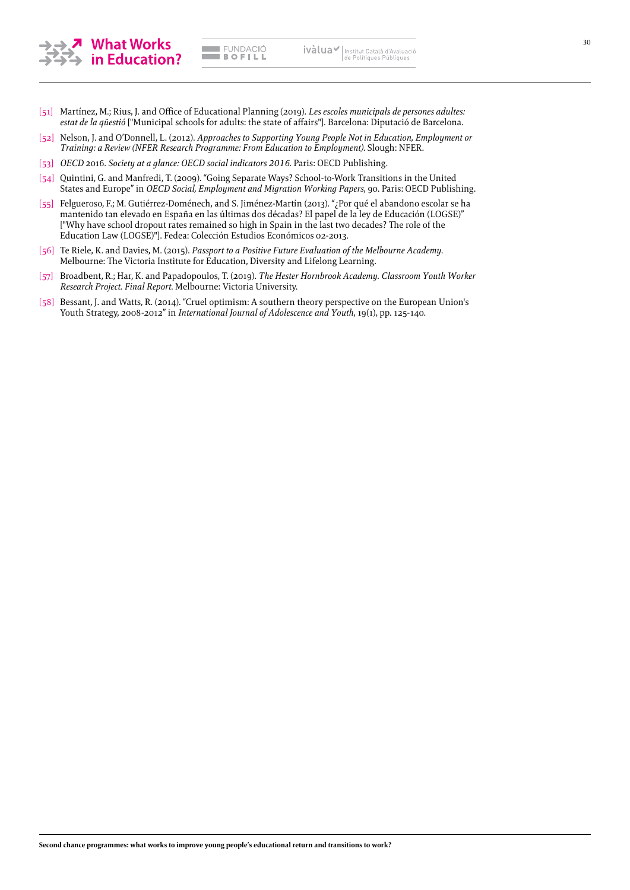[51] Martínez, M.; Rius, J. and Office of Educational Planning (2019). *Les escoles municipals de persones adultes: estat de la qüestió* ["Municipal schools for adults: the state of affairs"]. Barcelona: Diputació de Barcelona.

[52] Nelson, J. and O'Donnell, L. (2012). *Approaches to Supporting Young People Not in Education, Employment or Training: a Review (NFER Research Programme: From Education to Employment)*. Slough: NFER.

[53] *OECD* 2016. *Society at a glance: OECD social indicators 2016*. Paris: OECD Publishing.

[54] Quintini, G. and Manfredi, T. (2009). "Going Separate Ways? School-to-Work Transitions in the United States and Europe" in *OECD Social, Employment and Migration Working Papers*, 90. Paris: OECD Publishing.

[55] Felgueroso, F.; M. Gutiérrez-Doménech, and S. Jiménez-Martín (2013). "¿Por qué el abandono escolar se ha mantenido tan elevado en España en las últimas dos décadas? El papel de la ley de Educación (LOGSE)" ["Why have school dropout rates remained so high in Spain in the last two decades? The role of the Education Law (LOGSE)"]. Fedea: Colección Estudios Económicos 02-2013.

[56] Te Riele, K. and Davies, M. (2015). *Passport to a Positive Future Evaluation of the Melbourne Academy*. Melbourne: The Victoria Institute for Education, Diversity and Lifelong Learning.

[57] Broadbent, R.; Har, K. and Papadopoulos, T. (2019). *The Hester Hornbrook Academy. Classroom Youth Worker Research Project. Final Report*. Melbourne: Victoria University.

[58] Bessant, J. and Watts, R. (2014). "Cruel optimism: A southern theory perspective on the European Union's Youth Strategy, 2008-2012" in *International Journal of Adolescence and Youth*, 19(1), pp. 125-140.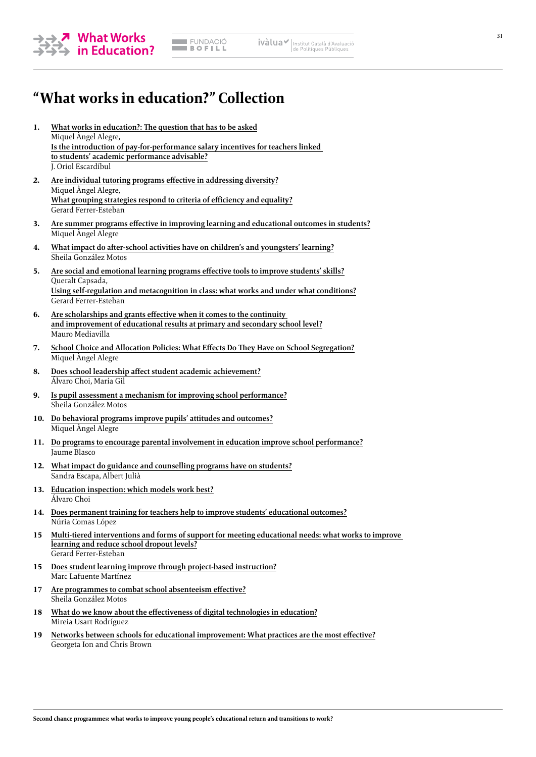# "What works in education?" Collection

1. **What works in education?: The question that has to be asked**
   Miquel Àngel Alegre,
   **Is the introduction of pay-for-performance salary incentives for teachers linked to students' academic performance advisable?**
   J. Oriol Escardíbul
2. **Are individual tutoring programs effective in addressing diversity?**
   Miquel Àngel Alegre,
   **What grouping strategies respond to criteria of efficiency and equality?**
   Gerard Ferrer-Esteban
3. **Are summer programs effective in improving learning and educational outcomes in students?**
   Miquel Àngel Alegre
4. **What impact do after-school activities have on children's and youngsters' learning?**
   Sheila González Motos
5. **Are social and emotional learning programs effective tools to improve students' skills?**
   Queralt Capsada,
   **Using self-regulation and metacognition in class: what works and under what conditions?**
   Gerard Ferrer-Esteban
6. **Are scholarships and grants effective when it comes to the continuity and improvement of educational results at primary and secondary school level?**
   Mauro Mediavilla
7. **School Choice and Allocation Policies: What Effects Do They Have on School Segregation?**
   Miquel Àngel Alegre
8. **Does school leadership affect student academic achievement?**
   Álvaro Choi, María Gil
9. **Is pupil assessment a mechanism for improving school performance?**
   Sheila González Motos
10. **Do behavioral programs improve pupils' attitudes and outcomes?**
    Miquel Àngel Alegre
11. **Do programs to encourage parental involvement in education improve school performance?**
    Jaume Blasco
12. **What impact do guidance and counselling programs have on students?**
    Sandra Escapa, Albert Julià
13. **Education inspection: which models work best?**
    Álvaro Choi
14. **Does permanent training for teachers help to improve students' educational outcomes?**
    Núria Comas López

15 **Multi-tiered interventions and forms of support for meeting educational needs: what works to improve learning and reduce school dropout levels?**
Gerard Ferrer-Esteban

15 **Does student learning improve through project-based instruction?**
Marc Lafuente Martínez

17 **Are programmes to combat school absenteeism effective?**
Sheila González Motos

18 **What do we know about the effectiveness of digital technologies in education?**
Mireia Usart Rodríguez

19 **Networks between schools for educational improvement: What practices are the most effective?**
Georgeta Ion and Chris Brown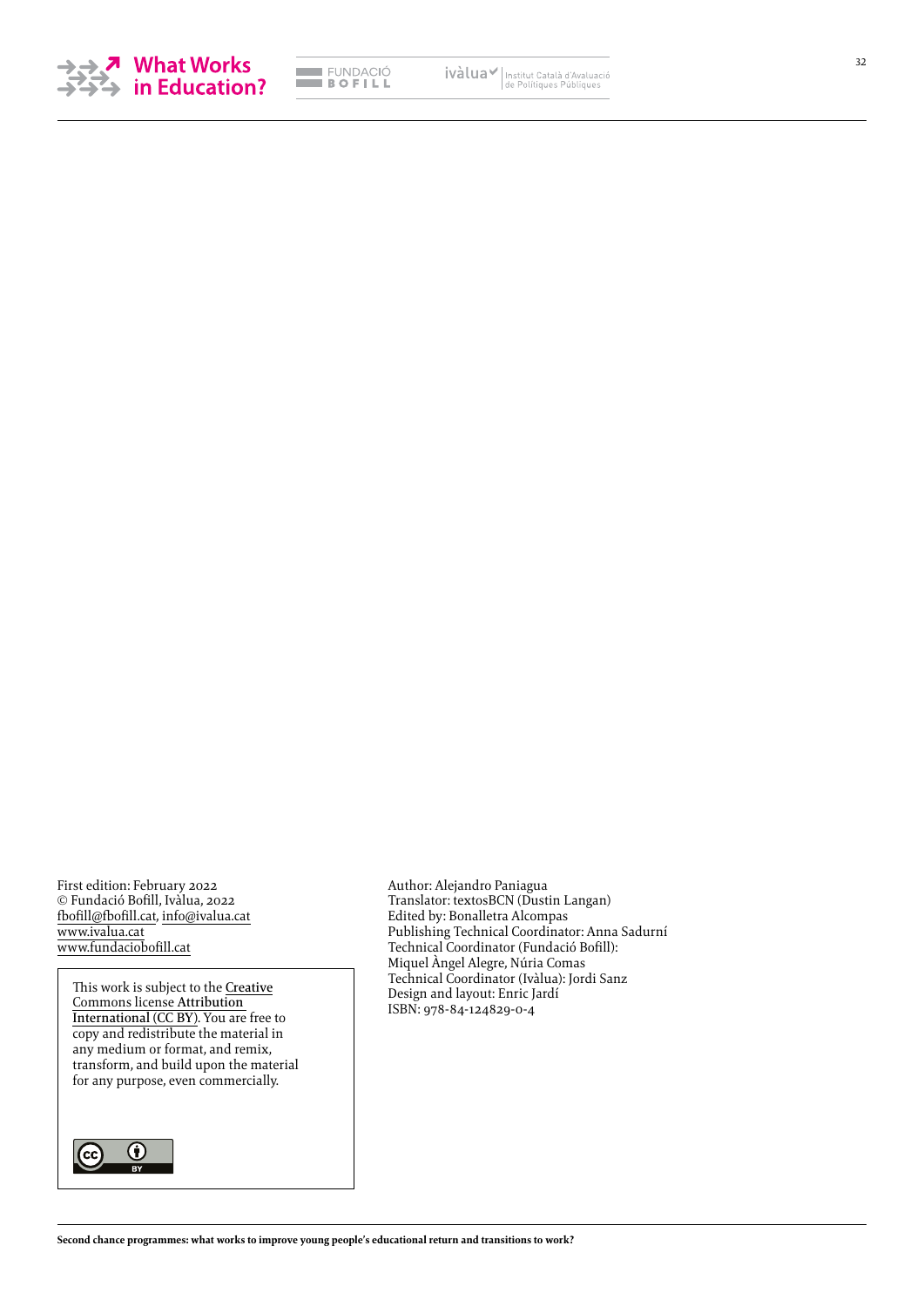First edition: February 2022
© Fundació Bofill, Ivàlua, 2022
fbofill@fbofill.cat, info@ivalua.cat
www.ivalua.cat
www.fundaciobofill.cat

This work is subject to the Creative Commons license Attribution International (CC BY). You are free to copy and redistribute the material in any medium or format, and remix, transform, and build upon the material for any purpose, even commercially.

Author: Alejandro Paniagua
Translator: textosBCN (Dustin Langan)
Edited by: Bonalletra Alcompas
Publishing Technical Coordinator: Anna Sadurní
Technical Coordinator (Fundació Bofill): Miquel Àngel Alegre, Núria Comas
Technical Coordinator (Ivàlua): Jordi Sanz
Design and layout: Enric Jardí
ISBN: 978-84-124829-0-4